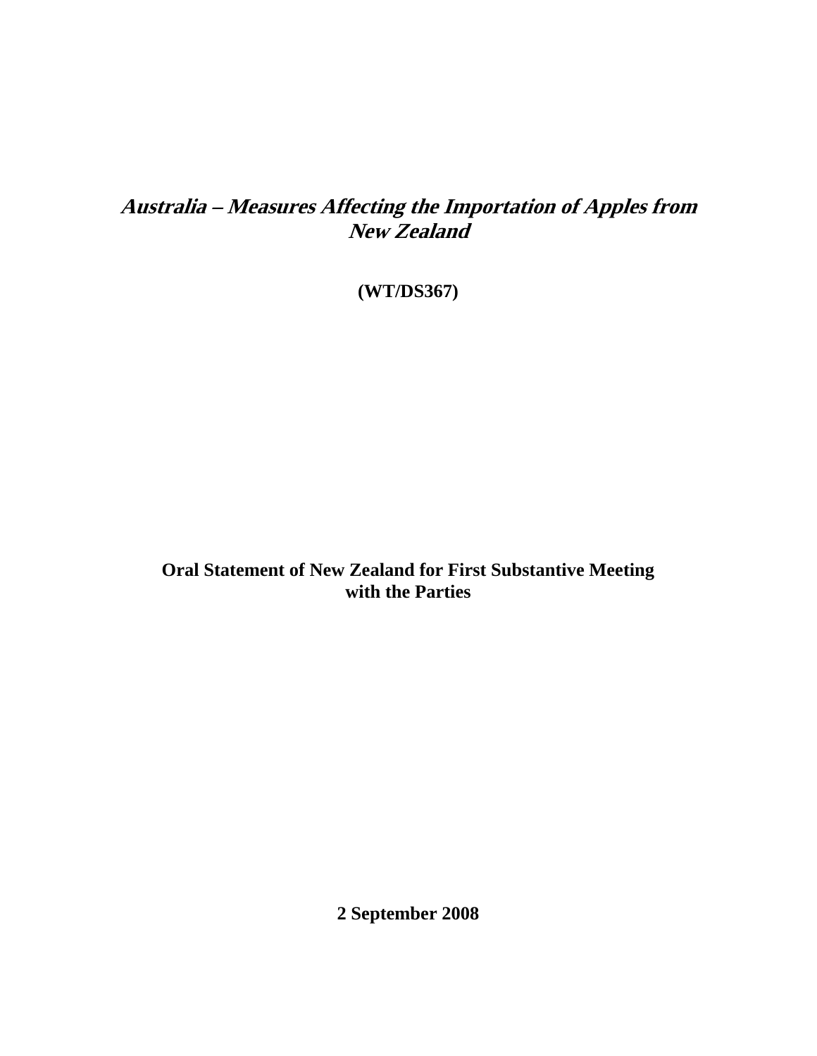# *Australia – Measures Affecting the Importation of Apples from New Zealand*

**(WT/DS367)**

**Oral Statement of New Zealand for First Substantive Meeting with the Parties**

**2 September 2008**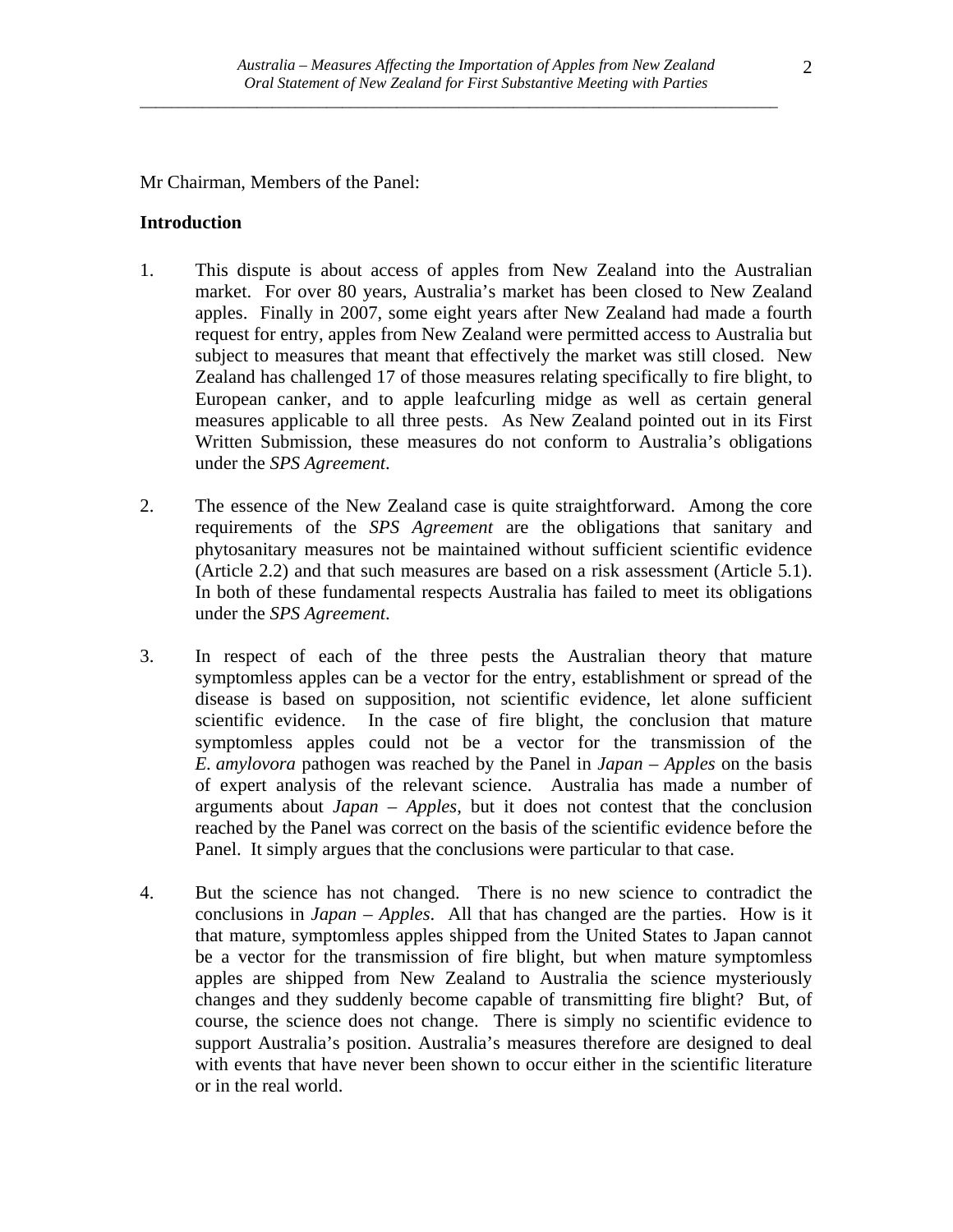Mr Chairman, Members of the Panel:

**Introduction**

1. This dispute is about access of apples from New Zealand into the Australian market. For over 80 years, Australia's market has been closed to New Zealand apples. Finally in 2007, some eight years after New Zealand had made a fourth request for entry, apples from New Zealand were permitted access to Australia but subject to measures that meant that effectively the market was still closed. New Zealand has challenged 17 of those measures relating specifically to fire blight, to European canker, and to apple leafcurling midge as well as certain general measures applicable to all three pests. As New Zealand pointed out in its First Written Submission, these measures do not conform to Australia's obligations under the *SPS Agreement*.

2. The essence of the New Zealand case is quite straightforward. Among the core requirements of the *SPS Agreement* are the obligations that sanitary and phytosanitary measures not be maintained without sufficient scientific evidence (Article 2.2) and that such measures are based on a risk assessment (Article 5.1). In both of these fundamental respects Australia has failed to meet its obligations under the *SPS Agreement*.

3. In respect of each of the three pests the Australian theory that mature symptomless apples can be a vector for the entry, establishment or spread of the disease is based on supposition, not scientific evidence, let alone sufficient scientific evidence. In the case of fire blight, the conclusion that mature symptomless apples could not be a vector for the transmission of the *E. amylovora* pathogen was reached by the Panel in *Japan – Apples* on the basis of expert analysis of the relevant science. Australia has made a number of arguments about *Japan – Apples*, but it does not contest that the conclusion reached by the Panel was correct on the basis of the scientific evidence before the Panel. It simply argues that the conclusions were particular to that case.

4. But the science has not changed. There is no new science to contradict the conclusions in *Japan – Apples*. All that has changed are the parties. How is it that mature, symptomless apples shipped from the United States to Japan cannot be a vector for the transmission of fire blight, but when mature symptomless apples are shipped from New Zealand to Australia the science mysteriously changes and they suddenly become capable of transmitting fire blight? But, of course, the science does not change. There is simply no scientific evidence to support Australia's position. Australia's measures therefore are designed to deal with events that have never been shown to occur either in the scientific literature or in the real world.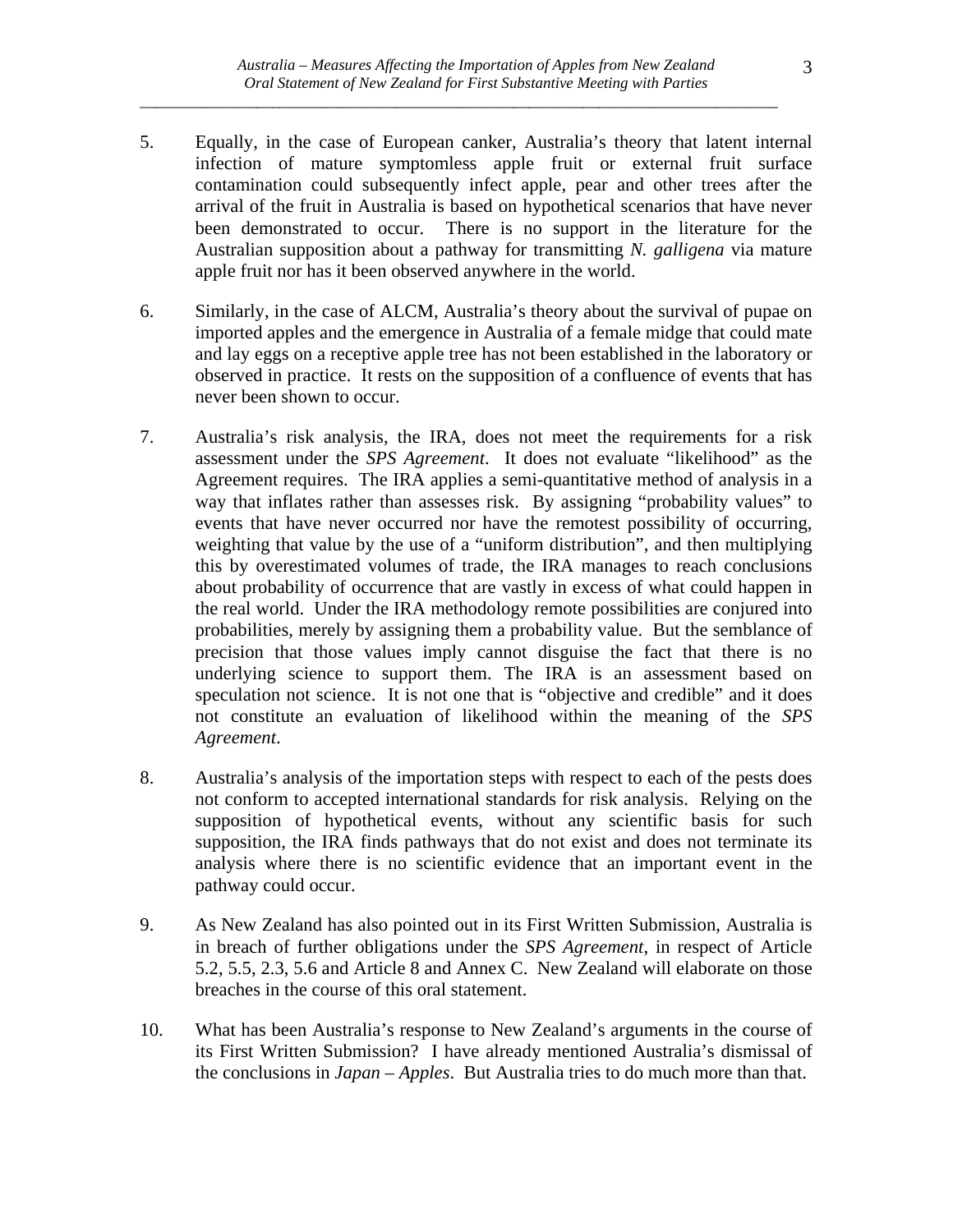5. Equally, in the case of European canker, Australia's theory that latent internal infection of mature symptomless apple fruit or external fruit surface contamination could subsequently infect apple, pear and other trees after the arrival of the fruit in Australia is based on hypothetical scenarios that have never been demonstrated to occur. There is no support in the literature for the Australian supposition about a pathway for transmitting *N. galligena* via mature apple fruit nor has it been observed anywhere in the world.

6. Similarly, in the case of ALCM, Australia's theory about the survival of pupae on imported apples and the emergence in Australia of a female midge that could mate and lay eggs on a receptive apple tree has not been established in the laboratory or observed in practice. It rests on the supposition of a confluence of events that has never been shown to occur.

7. Australia's risk analysis, the IRA, does not meet the requirements for a risk assessment under the *SPS Agreement*. It does not evaluate "likelihood" as the Agreement requires. The IRA applies a semi-quantitative method of analysis in a way that inflates rather than assesses risk. By assigning "probability values" to events that have never occurred nor have the remotest possibility of occurring, weighting that value by the use of a "uniform distribution", and then multiplying this by overestimated volumes of trade, the IRA manages to reach conclusions about probability of occurrence that are vastly in excess of what could happen in the real world. Under the IRA methodology remote possibilities are conjured into probabilities, merely by assigning them a probability value. But the semblance of precision that those values imply cannot disguise the fact that there is no underlying science to support them. The IRA is an assessment based on speculation not science. It is not one that is "objective and credible" and it does not constitute an evaluation of likelihood within the meaning of the *SPS Agreement*.

8. Australia's analysis of the importation steps with respect to each of the pests does not conform to accepted international standards for risk analysis. Relying on the supposition of hypothetical events, without any scientific basis for such supposition, the IRA finds pathways that do not exist and does not terminate its analysis where there is no scientific evidence that an important event in the pathway could occur.

9. As New Zealand has also pointed out in its First Written Submission, Australia is in breach of further obligations under the *SPS Agreement*, in respect of Article 5.2, 5.5, 2.3, 5.6 and Article 8 and Annex C. New Zealand will elaborate on those breaches in the course of this oral statement.

10. What has been Australia's response to New Zealand's arguments in the course of its First Written Submission? I have already mentioned Australia's dismissal of the conclusions in *Japan – Apples*. But Australia tries to do much more than that.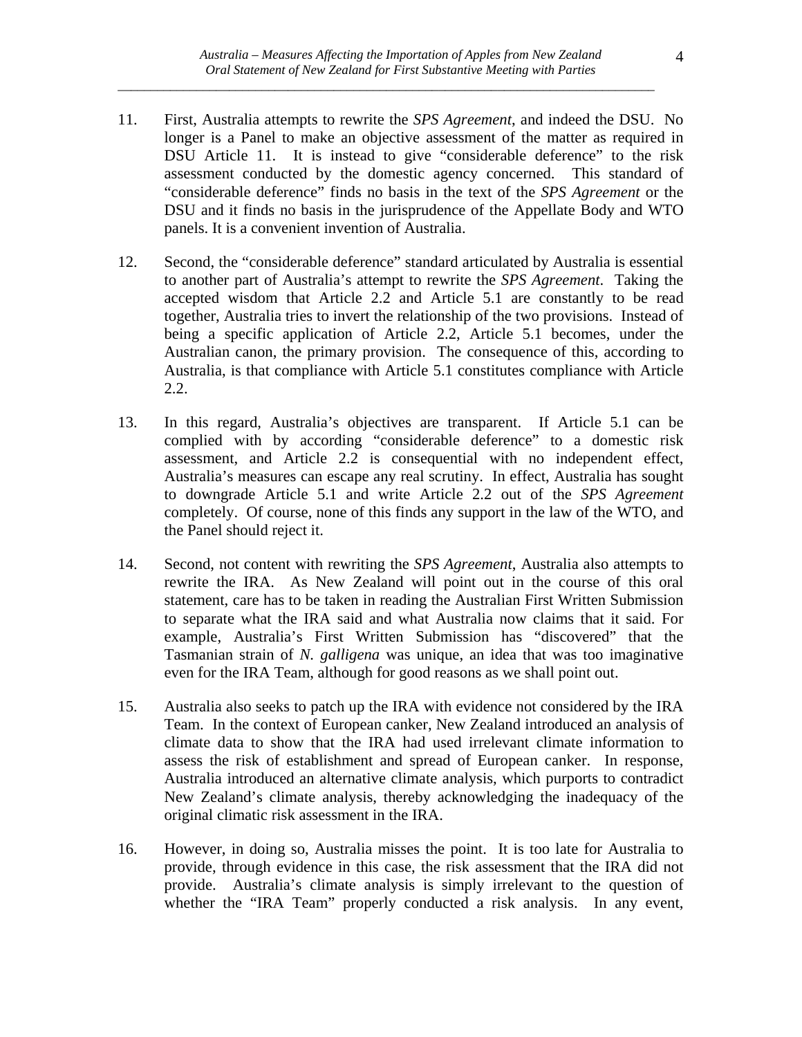11. First, Australia attempts to rewrite the *SPS Agreement*, and indeed the DSU. No longer is a Panel to make an objective assessment of the matter as required in DSU Article 11. It is instead to give "considerable deference" to the risk assessment conducted by the domestic agency concerned. This standard of "considerable deference" finds no basis in the text of the *SPS Agreement* or the DSU and it finds no basis in the jurisprudence of the Appellate Body and WTO panels. It is a convenient invention of Australia.

12. Second, the "considerable deference" standard articulated by Australia is essential to another part of Australia's attempt to rewrite the *SPS Agreement*. Taking the accepted wisdom that Article 2.2 and Article 5.1 are constantly to be read together, Australia tries to invert the relationship of the two provisions. Instead of being a specific application of Article 2.2, Article 5.1 becomes, under the Australian canon, the primary provision. The consequence of this, according to Australia, is that compliance with Article 5.1 constitutes compliance with Article 2.2.

13. In this regard, Australia's objectives are transparent. If Article 5.1 can be complied with by according "considerable deference" to a domestic risk assessment, and Article 2.2 is consequential with no independent effect, Australia's measures can escape any real scrutiny. In effect, Australia has sought to downgrade Article 5.1 and write Article 2.2 out of the *SPS Agreement* completely. Of course, none of this finds any support in the law of the WTO, and the Panel should reject it.

14. Second, not content with rewriting the *SPS Agreement*, Australia also attempts to rewrite the IRA. As New Zealand will point out in the course of this oral statement, care has to be taken in reading the Australian First Written Submission to separate what the IRA said and what Australia now claims that it said. For example, Australia's First Written Submission has "discovered" that the Tasmanian strain of *N. galligena* was unique, an idea that was too imaginative even for the IRA Team, although for good reasons as we shall point out.

15. Australia also seeks to patch up the IRA with evidence not considered by the IRA Team. In the context of European canker, New Zealand introduced an analysis of climate data to show that the IRA had used irrelevant climate information to assess the risk of establishment and spread of European canker. In response, Australia introduced an alternative climate analysis, which purports to contradict New Zealand's climate analysis, thereby acknowledging the inadequacy of the original climatic risk assessment in the IRA.

16. However, in doing so, Australia misses the point. It is too late for Australia to provide, through evidence in this case, the risk assessment that the IRA did not provide. Australia's climate analysis is simply irrelevant to the question of whether the "IRA Team" properly conducted a risk analysis. In any event,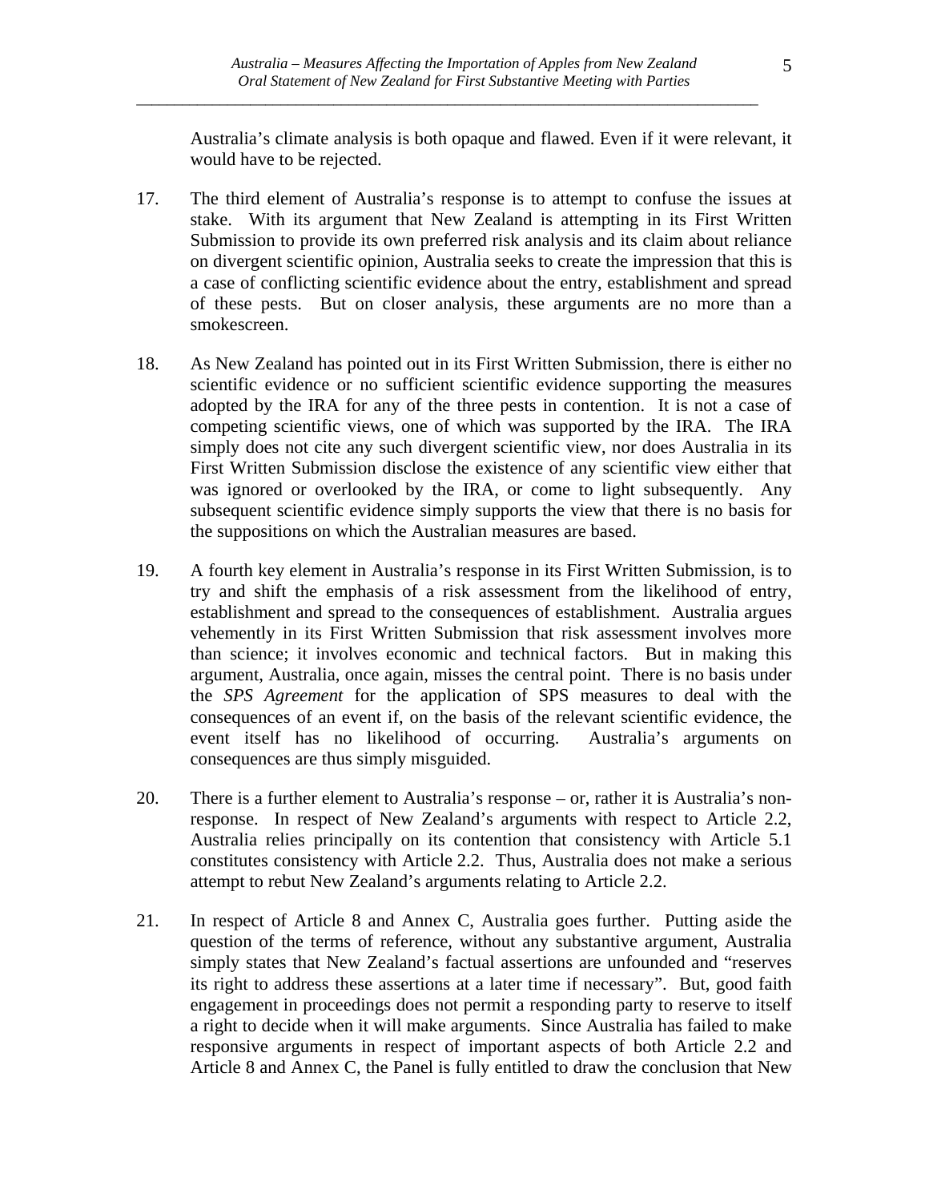Australia's climate analysis is both opaque and flawed. Even if it were relevant, it would have to be rejected.

17. The third element of Australia's response is to attempt to confuse the issues at stake. With its argument that New Zealand is attempting in its First Written Submission to provide its own preferred risk analysis and its claim about reliance on divergent scientific opinion, Australia seeks to create the impression that this is a case of conflicting scientific evidence about the entry, establishment and spread of these pests. But on closer analysis, these arguments are no more than a smokescreen.

18. As New Zealand has pointed out in its First Written Submission, there is either no scientific evidence or no sufficient scientific evidence supporting the measures adopted by the IRA for any of the three pests in contention. It is not a case of competing scientific views, one of which was supported by the IRA. The IRA simply does not cite any such divergent scientific view, nor does Australia in its First Written Submission disclose the existence of any scientific view either that was ignored or overlooked by the IRA, or come to light subsequently. Any subsequent scientific evidence simply supports the view that there is no basis for the suppositions on which the Australian measures are based.

19. A fourth key element in Australia's response in its First Written Submission, is to try and shift the emphasis of a risk assessment from the likelihood of entry, establishment and spread to the consequences of establishment. Australia argues vehemently in its First Written Submission that risk assessment involves more than science; it involves economic and technical factors. But in making this argument, Australia, once again, misses the central point. There is no basis under the *SPS Agreement* for the application of SPS measures to deal with the consequences of an event if, on the basis of the relevant scientific evidence, the event itself has no likelihood of occurring. Australia's arguments on consequences are thus simply misguided.

20. There is a further element to Australia's response – or, rather it is Australia's non-response. In respect of New Zealand's arguments with respect to Article 2.2, Australia relies principally on its contention that consistency with Article 5.1 constitutes consistency with Article 2.2. Thus, Australia does not make a serious attempt to rebut New Zealand's arguments relating to Article 2.2.

21. In respect of Article 8 and Annex C, Australia goes further. Putting aside the question of the terms of reference, without any substantive argument, Australia simply states that New Zealand's factual assertions are unfounded and "reserves its right to address these assertions at a later time if necessary". But, good faith engagement in proceedings does not permit a responding party to reserve to itself a right to decide when it will make arguments. Since Australia has failed to make responsive arguments in respect of important aspects of both Article 2.2 and Article 8 and Annex C, the Panel is fully entitled to draw the conclusion that New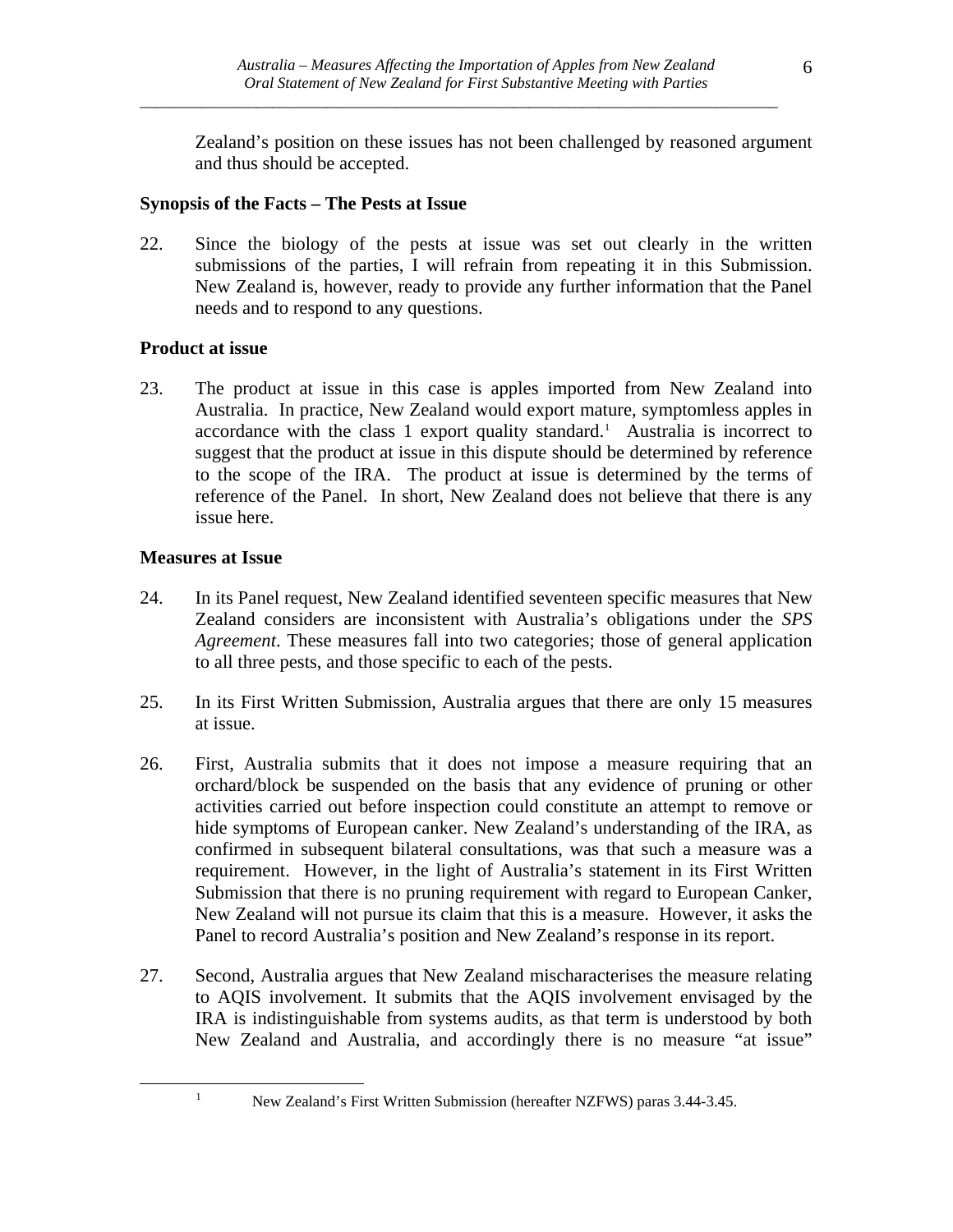Zealand's position on these issues has not been challenged by reasoned argument and thus should be accepted.

**Synopsis of the Facts – The Pests at Issue**

22. Since the biology of the pests at issue was set out clearly in the written submissions of the parties, I will refrain from repeating it in this Submission. New Zealand is, however, ready to provide any further information that the Panel needs and to respond to any questions.

**Product at issue**

23. The product at issue in this case is apples imported from New Zealand into Australia. In practice, New Zealand would export mature, symptomless apples in accordance with the class 1 export quality standard.[1] Australia is incorrect to suggest that the product at issue in this dispute should be determined by reference to the scope of the IRA. The product at issue is determined by the terms of reference of the Panel. In short, New Zealand does not believe that there is any issue here.

**Measures at Issue**

24. In its Panel request, New Zealand identified seventeen specific measures that New Zealand considers are inconsistent with Australia's obligations under the *SPS Agreement*. These measures fall into two categories; those of general application to all three pests, and those specific to each of the pests.

25. In its First Written Submission, Australia argues that there are only 15 measures at issue.

26. First, Australia submits that it does not impose a measure requiring that an orchard/block be suspended on the basis that any evidence of pruning or other activities carried out before inspection could constitute an attempt to remove or hide symptoms of European canker. New Zealand's understanding of the IRA, as confirmed in subsequent bilateral consultations, was that such a measure was a requirement. However, in the light of Australia's statement in its First Written Submission that there is no pruning requirement with regard to European Canker, New Zealand will not pursue its claim that this is a measure. However, it asks the Panel to record Australia's position and New Zealand's response in its report.

27. Second, Australia argues that New Zealand mischaracterises the measure relating to AQIS involvement. It submits that the AQIS involvement envisaged by the IRA is indistinguishable from systems audits, as that term is understood by both New Zealand and Australia, and accordingly there is no measure "at issue"

[1] New Zealand's First Written Submission (hereafter NZFWS) paras 3.44-3.45.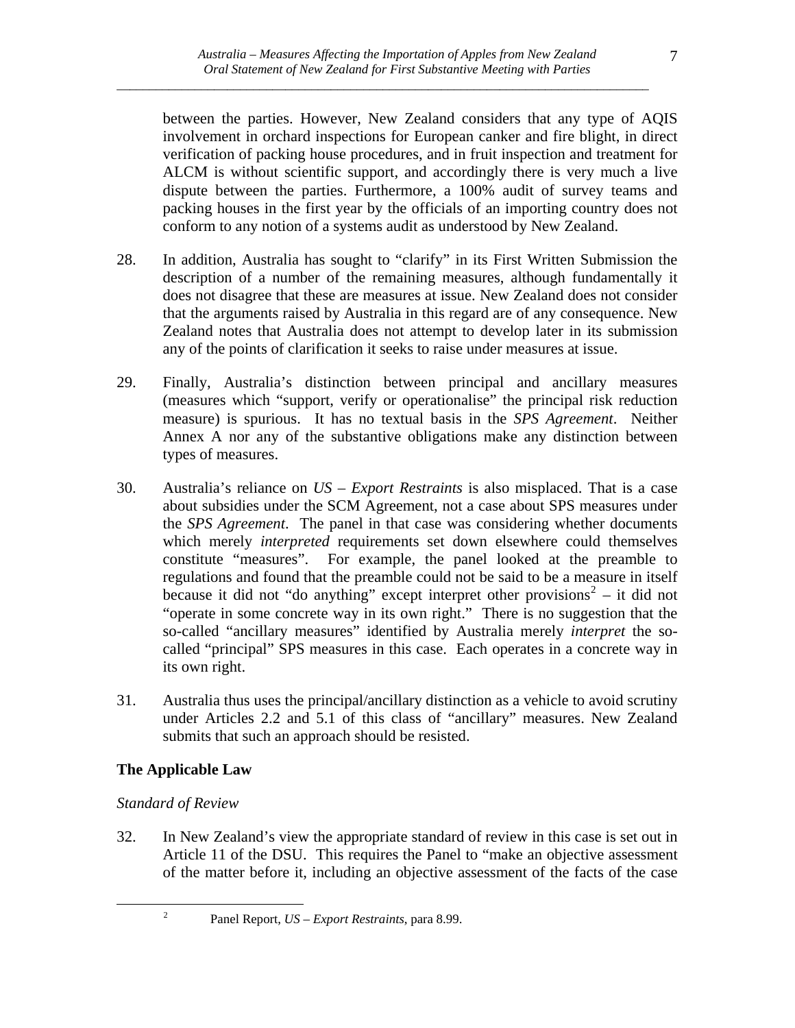between the parties. However, New Zealand considers that any type of AQIS involvement in orchard inspections for European canker and fire blight, in direct verification of packing house procedures, and in fruit inspection and treatment for ALCM is without scientific support, and accordingly there is very much a live dispute between the parties. Furthermore, a 100% audit of survey teams and packing houses in the first year by the officials of an importing country does not conform to any notion of a systems audit as understood by New Zealand.

28. In addition, Australia has sought to "clarify" in its First Written Submission the description of a number of the remaining measures, although fundamentally it does not disagree that these are measures at issue. New Zealand does not consider that the arguments raised by Australia in this regard are of any consequence. New Zealand notes that Australia does not attempt to develop later in its submission any of the points of clarification it seeks to raise under measures at issue.

29. Finally, Australia's distinction between principal and ancillary measures (measures which "support, verify or operationalise" the principal risk reduction measure) is spurious. It has no textual basis in the *SPS Agreement*. Neither Annex A nor any of the substantive obligations make any distinction between types of measures.

30. Australia's reliance on *US – Export Restraints* is also misplaced. That is a case about subsidies under the SCM Agreement, not a case about SPS measures under the *SPS Agreement*. The panel in that case was considering whether documents which merely *interpreted* requirements set down elsewhere could themselves constitute "measures". For example, the panel looked at the preamble to regulations and found that the preamble could not be said to be a measure in itself because it did not "do anything" except interpret other provisions[2] – it did not "operate in some concrete way in its own right." There is no suggestion that the so-called "ancillary measures" identified by Australia merely *interpret* the so-called "principal" SPS measures in this case. Each operates in a concrete way in its own right.

31. Australia thus uses the principal/ancillary distinction as a vehicle to avoid scrutiny under Articles 2.2 and 5.1 of this class of "ancillary" measures. New Zealand submits that such an approach should be resisted.

## The Applicable Law

### *Standard of Review*

32. In New Zealand's view the appropriate standard of review in this case is set out in Article 11 of the DSU. This requires the Panel to "make an objective assessment of the matter before it, including an objective assessment of the facts of the case

---

[2] Panel Report, *US – Export Restraints*, para 8.99.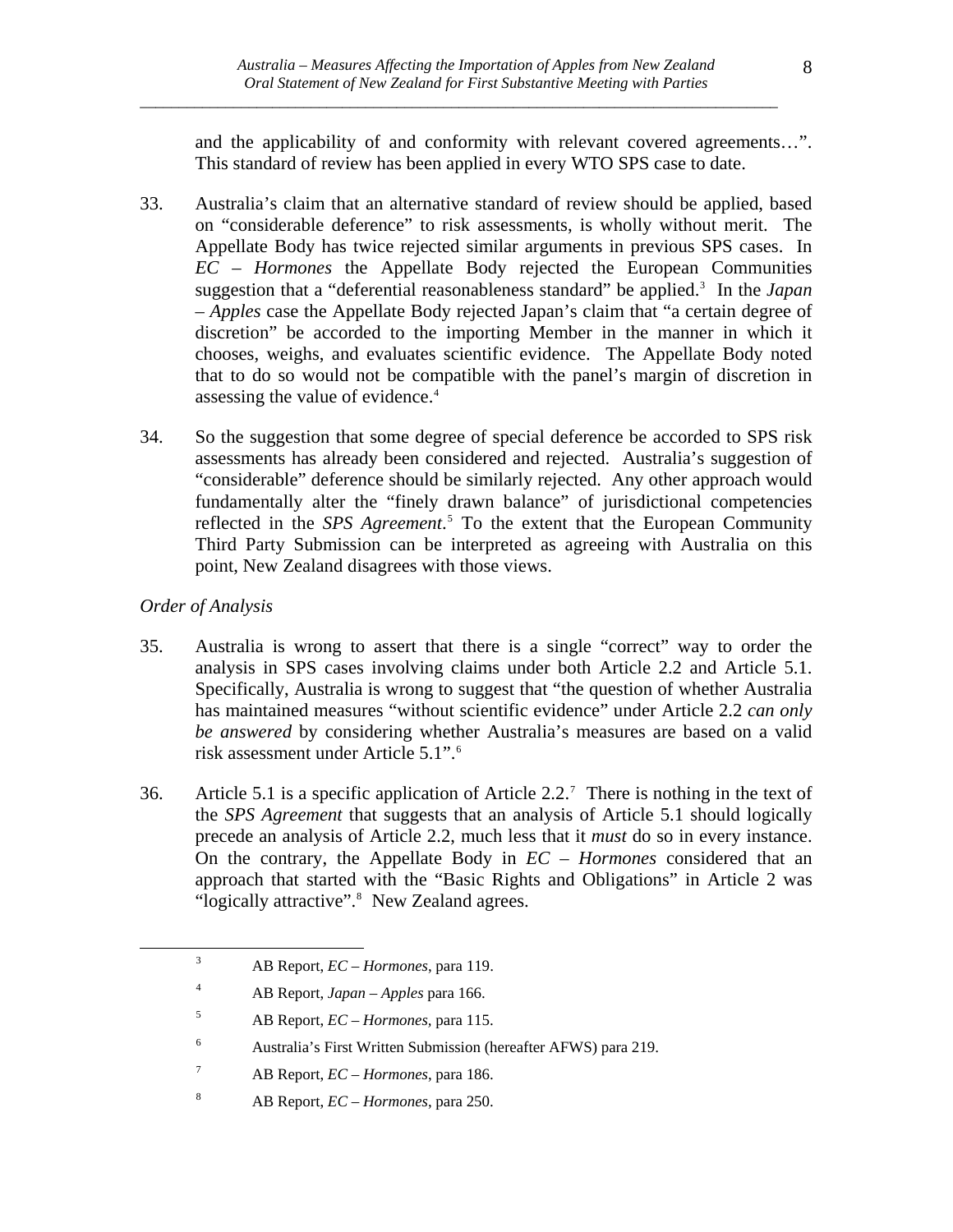and the applicability of and conformity with relevant covered agreements…". This standard of review has been applied in every WTO SPS case to date.

33. Australia's claim that an alternative standard of review should be applied, based on "considerable deference" to risk assessments, is wholly without merit. The Appellate Body has twice rejected similar arguments in previous SPS cases. In *EC – Hormones* the Appellate Body rejected the European Communities suggestion that a "deferential reasonableness standard" be applied.[3] In the *Japan – Apples* case the Appellate Body rejected Japan's claim that "a certain degree of discretion" be accorded to the importing Member in the manner in which it chooses, weighs, and evaluates scientific evidence. The Appellate Body noted that to do so would not be compatible with the panel's margin of discretion in assessing the value of evidence.[4]

34. So the suggestion that some degree of special deference be accorded to SPS risk assessments has already been considered and rejected. Australia's suggestion of "considerable" deference should be similarly rejected. Any other approach would fundamentally alter the "finely drawn balance" of jurisdictional competencies reflected in the *SPS Agreement*.[5] To the extent that the European Community Third Party Submission can be interpreted as agreeing with Australia on this point, New Zealand disagrees with those views.

*Order of Analysis*

35. Australia is wrong to assert that there is a single "correct" way to order the analysis in SPS cases involving claims under both Article 2.2 and Article 5.1. Specifically, Australia is wrong to suggest that "the question of whether Australia has maintained measures "without scientific evidence" under Article 2.2 *can only be answered* by considering whether Australia's measures are based on a valid risk assessment under Article 5.1".[6]

36. Article 5.1 is a specific application of Article 2.2.[7] There is nothing in the text of the *SPS Agreement* that suggests that an analysis of Article 5.1 should logically precede an analysis of Article 2.2, much less that it *must* do so in every instance. On the contrary, the Appellate Body in *EC – Hormones* considered that an approach that started with the "Basic Rights and Obligations" in Article 2 was "logically attractive".[8] New Zealand agrees.

---

[3] AB Report, *EC – Hormones*, para 119.

[4] AB Report, *Japan – Apples* para 166.

[5] AB Report, *EC – Hormones*, para 115.

[6] Australia's First Written Submission (hereafter AFWS) para 219.

[7] AB Report, *EC – Hormones*, para 186.

[8] AB Report, *EC – Hormones*, para 250.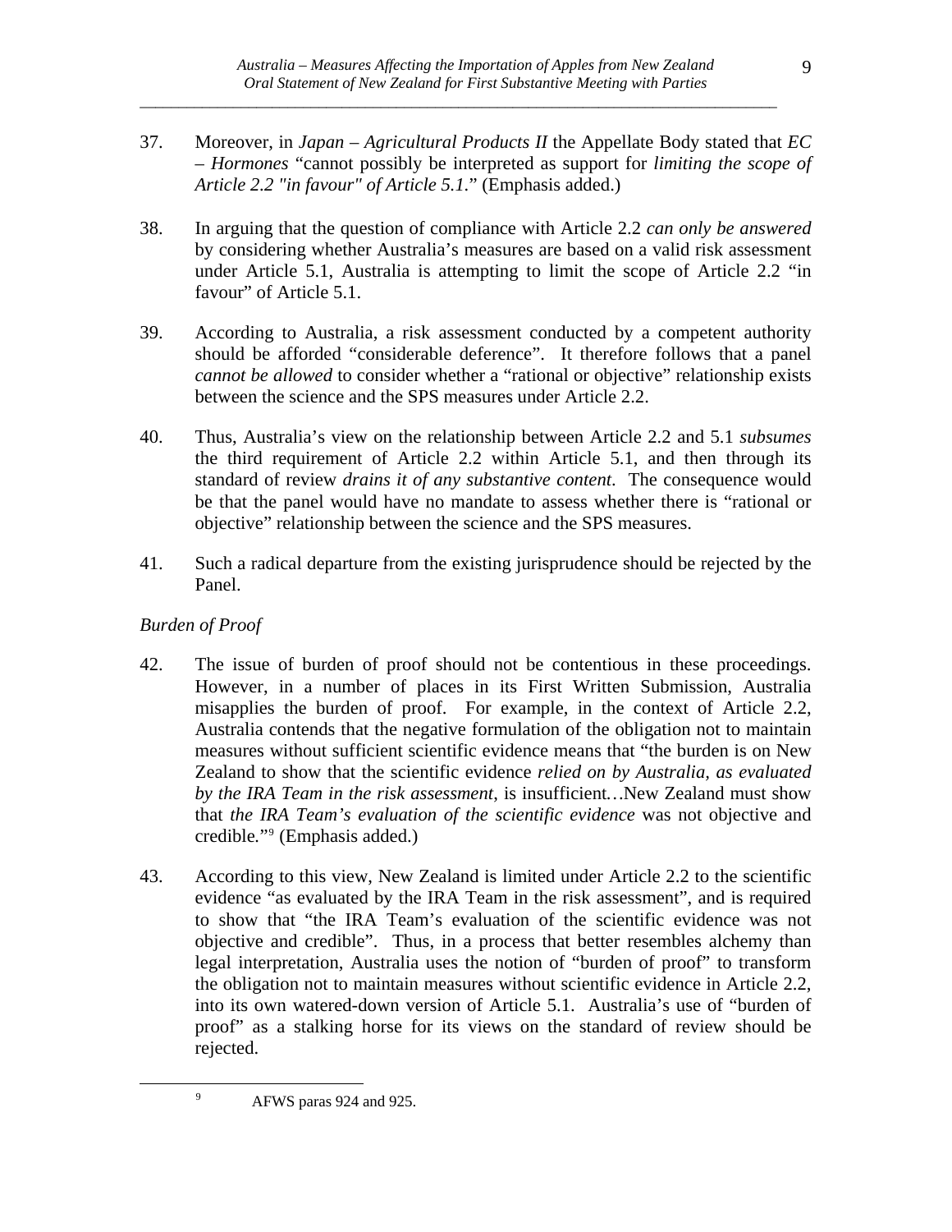37. Moreover, in *Japan – Agricultural Products II* the Appellate Body stated that *EC – Hormones* "cannot possibly be interpreted as support for *limiting the scope of Article 2.2 "in favour" of Article 5.1*." (Emphasis added.)

38. In arguing that the question of compliance with Article 2.2 *can only be answered* by considering whether Australia's measures are based on a valid risk assessment under Article 5.1, Australia is attempting to limit the scope of Article 2.2 "in favour" of Article 5.1.

39. According to Australia, a risk assessment conducted by a competent authority should be afforded "considerable deference". It therefore follows that a panel *cannot be allowed* to consider whether a "rational or objective" relationship exists between the science and the SPS measures under Article 2.2.

40. Thus, Australia's view on the relationship between Article 2.2 and 5.1 *subsumes* the third requirement of Article 2.2 within Article 5.1, and then through its standard of review *drains it of any substantive content*. The consequence would be that the panel would have no mandate to assess whether there is "rational or objective" relationship between the science and the SPS measures.

41. Such a radical departure from the existing jurisprudence should be rejected by the Panel.

*Burden of Proof*

42. The issue of burden of proof should not be contentious in these proceedings. However, in a number of places in its First Written Submission, Australia misapplies the burden of proof. For example, in the context of Article 2.2, Australia contends that the negative formulation of the obligation not to maintain measures without sufficient scientific evidence means that "the burden is on New Zealand to show that the scientific evidence *relied on by Australia, as evaluated by the IRA Team in the risk assessment*, is insufficient…New Zealand must show that *the IRA Team's evaluation of the scientific evidence* was not objective and credible."[9] (Emphasis added.)

43. According to this view, New Zealand is limited under Article 2.2 to the scientific evidence "as evaluated by the IRA Team in the risk assessment", and is required to show that "the IRA Team's evaluation of the scientific evidence was not objective and credible". Thus, in a process that better resembles alchemy than legal interpretation, Australia uses the notion of "burden of proof" to transform the obligation not to maintain measures without scientific evidence in Article 2.2, into its own watered-down version of Article 5.1. Australia's use of "burden of proof" as a stalking horse for its views on the standard of review should be rejected.

[9] AFWS paras 924 and 925.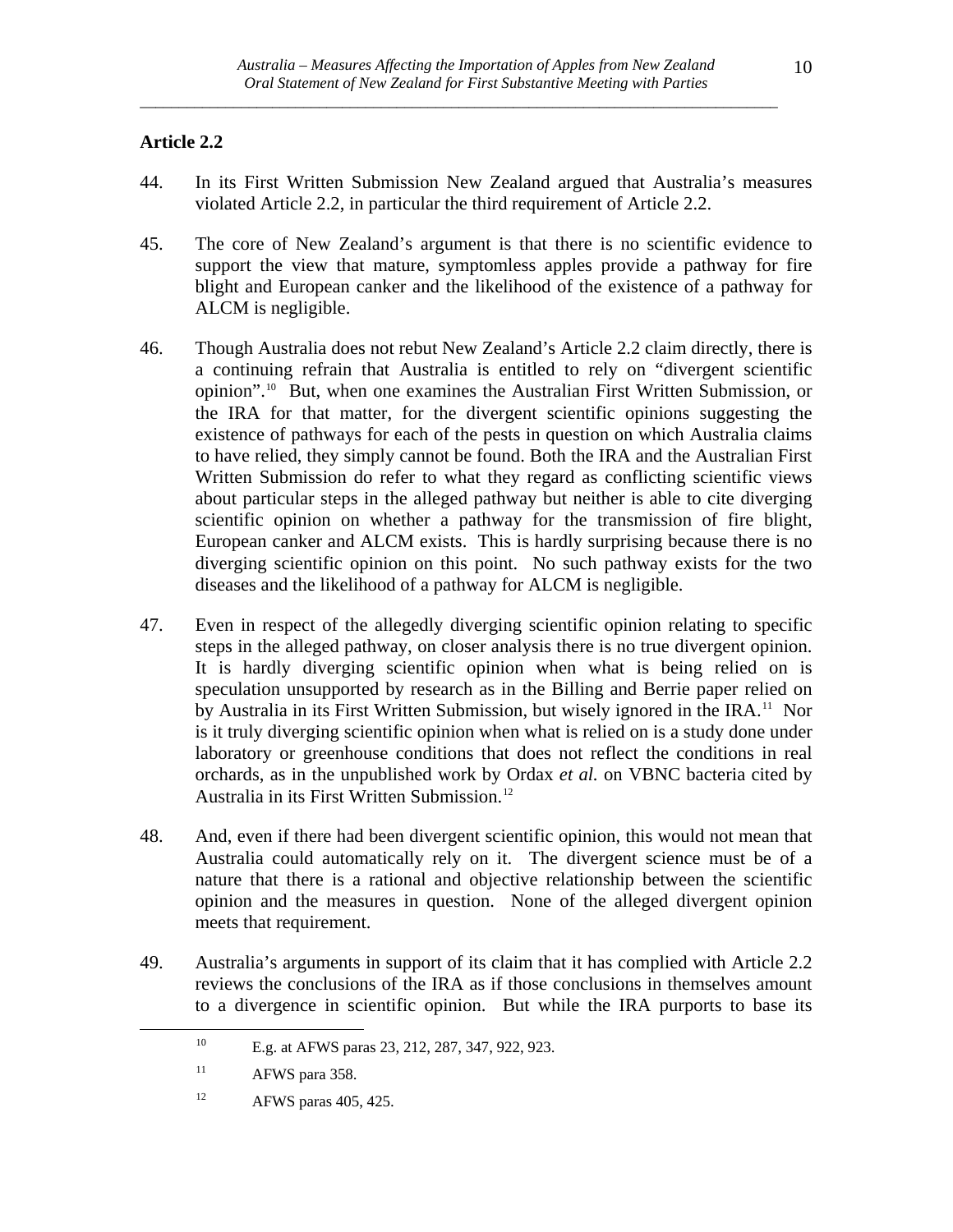## Article 2.2

44. In its First Written Submission New Zealand argued that Australia's measures violated Article 2.2, in particular the third requirement of Article 2.2.

45. The core of New Zealand's argument is that there is no scientific evidence to support the view that mature, symptomless apples provide a pathway for fire blight and European canker and the likelihood of the existence of a pathway for ALCM is negligible.

46. Though Australia does not rebut New Zealand's Article 2.2 claim directly, there is a continuing refrain that Australia is entitled to rely on "divergent scientific opinion".[10] But, when one examines the Australian First Written Submission, or the IRA for that matter, for the divergent scientific opinions suggesting the existence of pathways for each of the pests in question on which Australia claims to have relied, they simply cannot be found. Both the IRA and the Australian First Written Submission do refer to what they regard as conflicting scientific views about particular steps in the alleged pathway but neither is able to cite diverging scientific opinion on whether a pathway for the transmission of fire blight, European canker and ALCM exists. This is hardly surprising because there is no diverging scientific opinion on this point. No such pathway exists for the two diseases and the likelihood of a pathway for ALCM is negligible.

47. Even in respect of the allegedly diverging scientific opinion relating to specific steps in the alleged pathway, on closer analysis there is no true divergent opinion. It is hardly diverging scientific opinion when what is being relied on is speculation unsupported by research as in the Billing and Berrie paper relied on by Australia in its First Written Submission, but wisely ignored in the IRA.[11] Nor is it truly diverging scientific opinion when what is relied on is a study done under laboratory or greenhouse conditions that does not reflect the conditions in real orchards, as in the unpublished work by Ordax *et al.* on VBNC bacteria cited by Australia in its First Written Submission.[12]

48. And, even if there had been divergent scientific opinion, this would not mean that Australia could automatically rely on it. The divergent science must be of a nature that there is a rational and objective relationship between the scientific opinion and the measures in question. None of the alleged divergent opinion meets that requirement.

49. Australia's arguments in support of its claim that it has complied with Article 2.2 reviews the conclusions of the IRA as if those conclusions in themselves amount to a divergence in scientific opinion. But while the IRA purports to base its

---

[10] E.g. at AFWS paras 23, 212, 287, 347, 922, 923.

[11] AFWS para 358.

[12] AFWS paras 405, 425.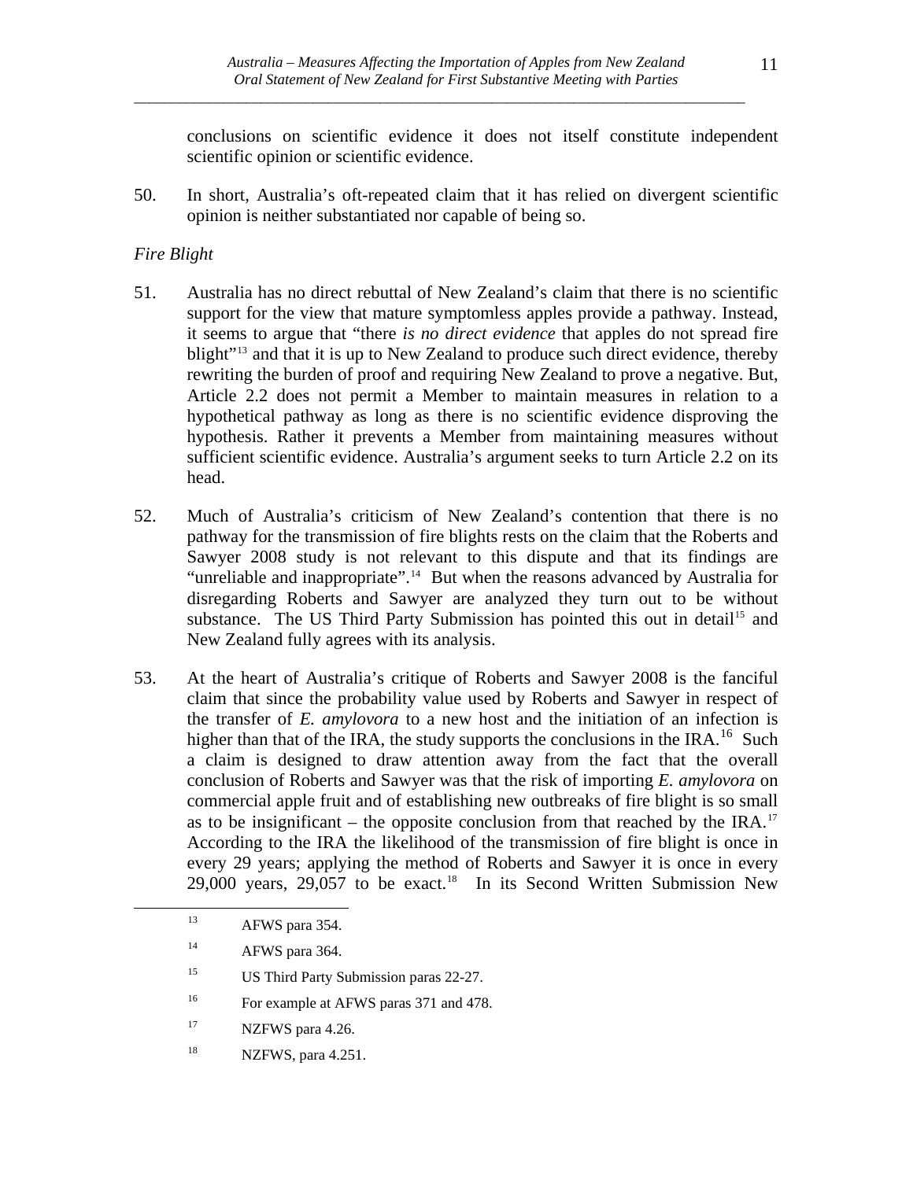conclusions on scientific evidence it does not itself constitute independent scientific opinion or scientific evidence.

50. In short, Australia's oft-repeated claim that it has relied on divergent scientific opinion is neither substantiated nor capable of being so.

*Fire Blight*

51. Australia has no direct rebuttal of New Zealand's claim that there is no scientific support for the view that mature symptomless apples provide a pathway. Instead, it seems to argue that "there *is no direct evidence* that apples do not spread fire blight"[13] and that it is up to New Zealand to produce such direct evidence, thereby rewriting the burden of proof and requiring New Zealand to prove a negative. But, Article 2.2 does not permit a Member to maintain measures in relation to a hypothetical pathway as long as there is no scientific evidence disproving the hypothesis. Rather it prevents a Member from maintaining measures without sufficient scientific evidence. Australia's argument seeks to turn Article 2.2 on its head.

52. Much of Australia's criticism of New Zealand's contention that there is no pathway for the transmission of fire blights rests on the claim that the Roberts and Sawyer 2008 study is not relevant to this dispute and that its findings are "unreliable and inappropriate".[14] But when the reasons advanced by Australia for disregarding Roberts and Sawyer are analyzed they turn out to be without substance. The US Third Party Submission has pointed this out in detail[15] and New Zealand fully agrees with its analysis.

53. At the heart of Australia's critique of Roberts and Sawyer 2008 is the fanciful claim that since the probability value used by Roberts and Sawyer in respect of the transfer of *E. amylovora* to a new host and the initiation of an infection is higher than that of the IRA, the study supports the conclusions in the IRA.[16] Such a claim is designed to draw attention away from the fact that the overall conclusion of Roberts and Sawyer was that the risk of importing *E. amylovora* on commercial apple fruit and of establishing new outbreaks of fire blight is so small as to be insignificant – the opposite conclusion from that reached by the IRA.[17] According to the IRA the likelihood of the transmission of fire blight is once in every 29 years; applying the method of Roberts and Sawyer it is once in every 29,000 years, 29,057 to be exact.[18] In its Second Written Submission New

---

[13] AFWS para 354.

[14] AFWS para 364.

[15] US Third Party Submission paras 22-27.

[16] For example at AFWS paras 371 and 478.

[17] NZFWS para 4.26.

[18] NZFWS, para 4.251.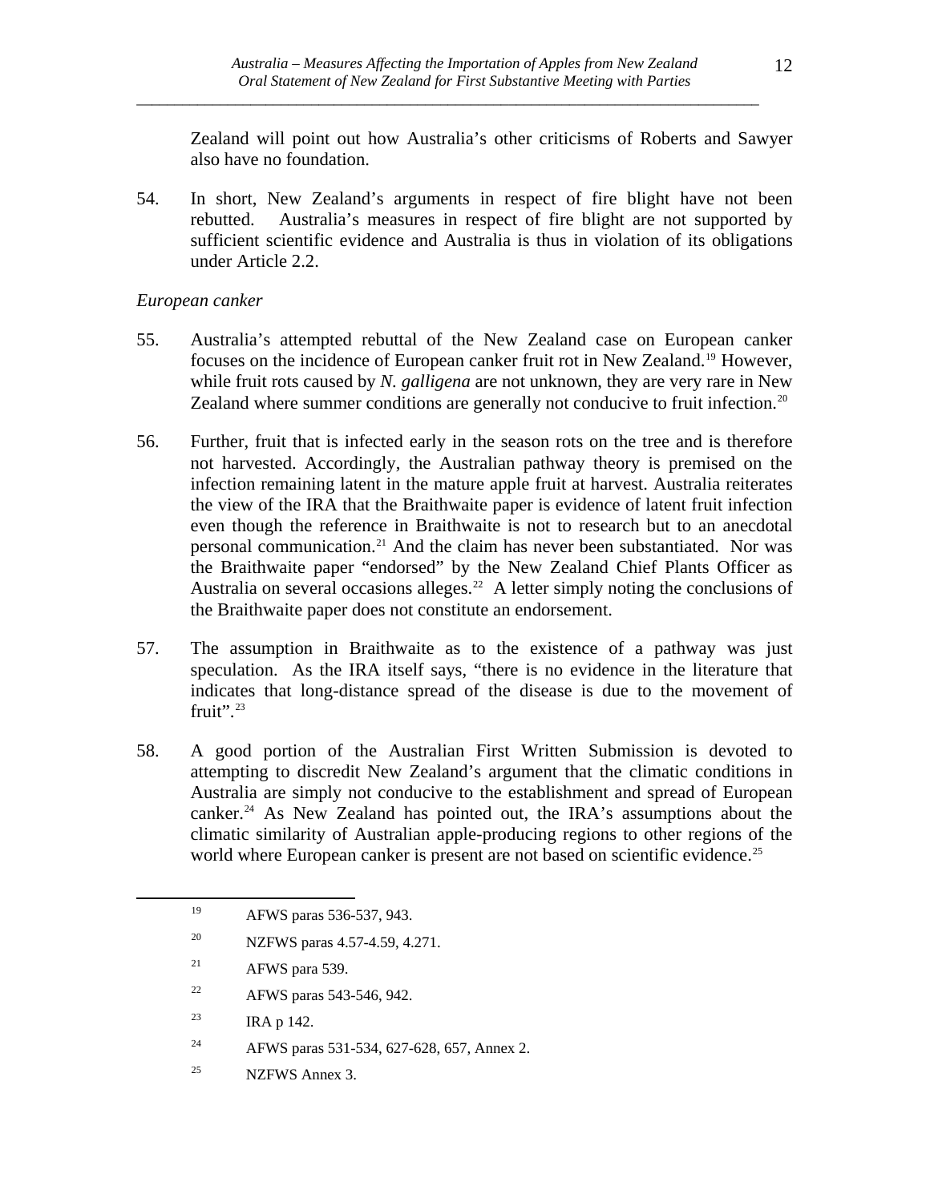Zealand will point out how Australia's other criticisms of Roberts and Sawyer also have no foundation.

54. In short, New Zealand's arguments in respect of fire blight have not been rebutted. Australia's measures in respect of fire blight are not supported by sufficient scientific evidence and Australia is thus in violation of its obligations under Article 2.2.

*European canker*

55. Australia's attempted rebuttal of the New Zealand case on European canker focuses on the incidence of European canker fruit rot in New Zealand.[19] However, while fruit rots caused by *N. galligena* are not unknown, they are very rare in New Zealand where summer conditions are generally not conducive to fruit infection.[20]

56. Further, fruit that is infected early in the season rots on the tree and is therefore not harvested. Accordingly, the Australian pathway theory is premised on the infection remaining latent in the mature apple fruit at harvest. Australia reiterates the view of the IRA that the Braithwaite paper is evidence of latent fruit infection even though the reference in Braithwaite is not to research but to an anecdotal personal communication.[21] And the claim has never been substantiated. Nor was the Braithwaite paper "endorsed" by the New Zealand Chief Plants Officer as Australia on several occasions alleges.[22] A letter simply noting the conclusions of the Braithwaite paper does not constitute an endorsement.

57. The assumption in Braithwaite as to the existence of a pathway was just speculation. As the IRA itself says, "there is no evidence in the literature that indicates that long-distance spread of the disease is due to the movement of fruit".[23]

58. A good portion of the Australian First Written Submission is devoted to attempting to discredit New Zealand's argument that the climatic conditions in Australia are simply not conducive to the establishment and spread of European canker.[24] As New Zealand has pointed out, the IRA's assumptions about the climatic similarity of Australian apple-producing regions to other regions of the world where European canker is present are not based on scientific evidence.[25]

---

[19] AFWS paras 536-537, 943.

[20] NZFWS paras 4.57-4.59, 4.271.

[21] AFWS para 539.

[22] AFWS paras 543-546, 942.

[23] IRA p 142.

[24] AFWS paras 531-534, 627-628, 657, Annex 2.

[25] NZFWS Annex 3.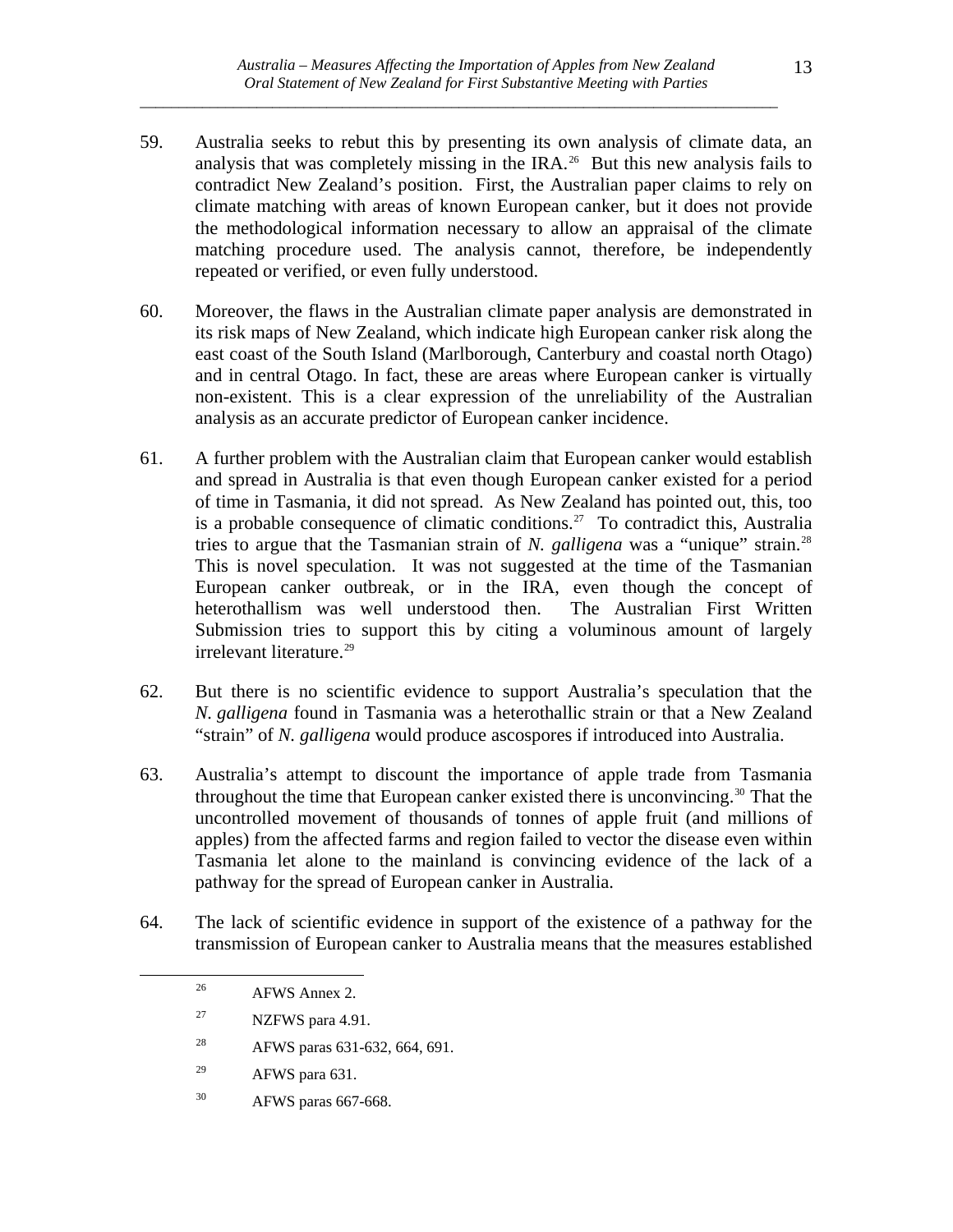59. Australia seeks to rebut this by presenting its own analysis of climate data, an analysis that was completely missing in the IRA.[26] But this new analysis fails to contradict New Zealand's position. First, the Australian paper claims to rely on climate matching with areas of known European canker, but it does not provide the methodological information necessary to allow an appraisal of the climate matching procedure used. The analysis cannot, therefore, be independently repeated or verified, or even fully understood.

60. Moreover, the flaws in the Australian climate paper analysis are demonstrated in its risk maps of New Zealand, which indicate high European canker risk along the east coast of the South Island (Marlborough, Canterbury and coastal north Otago) and in central Otago. In fact, these are areas where European canker is virtually non-existent. This is a clear expression of the unreliability of the Australian analysis as an accurate predictor of European canker incidence.

61. A further problem with the Australian claim that European canker would establish and spread in Australia is that even though European canker existed for a period of time in Tasmania, it did not spread. As New Zealand has pointed out, this, too is a probable consequence of climatic conditions.[27] To contradict this, Australia tries to argue that the Tasmanian strain of *N. galligena* was a "unique" strain.[28] This is novel speculation. It was not suggested at the time of the Tasmanian European canker outbreak, or in the IRA, even though the concept of heterothallism was well understood then. The Australian First Written Submission tries to support this by citing a voluminous amount of largely irrelevant literature.[29]

62. But there is no scientific evidence to support Australia's speculation that the *N. galligena* found in Tasmania was a heterothallic strain or that a New Zealand "strain" of *N. galligena* would produce ascospores if introduced into Australia.

63. Australia's attempt to discount the importance of apple trade from Tasmania throughout the time that European canker existed there is unconvincing.[30] That the uncontrolled movement of thousands of tonnes of apple fruit (and millions of apples) from the affected farms and region failed to vector the disease even within Tasmania let alone to the mainland is convincing evidence of the lack of a pathway for the spread of European canker in Australia.

64. The lack of scientific evidence in support of the existence of a pathway for the transmission of European canker to Australia means that the measures established

---

[26] AFWS Annex 2.

[27] NZFWS para 4.91.

[28] AFWS paras 631-632, 664, 691.

[29] AFWS para 631.

[30] AFWS paras 667-668.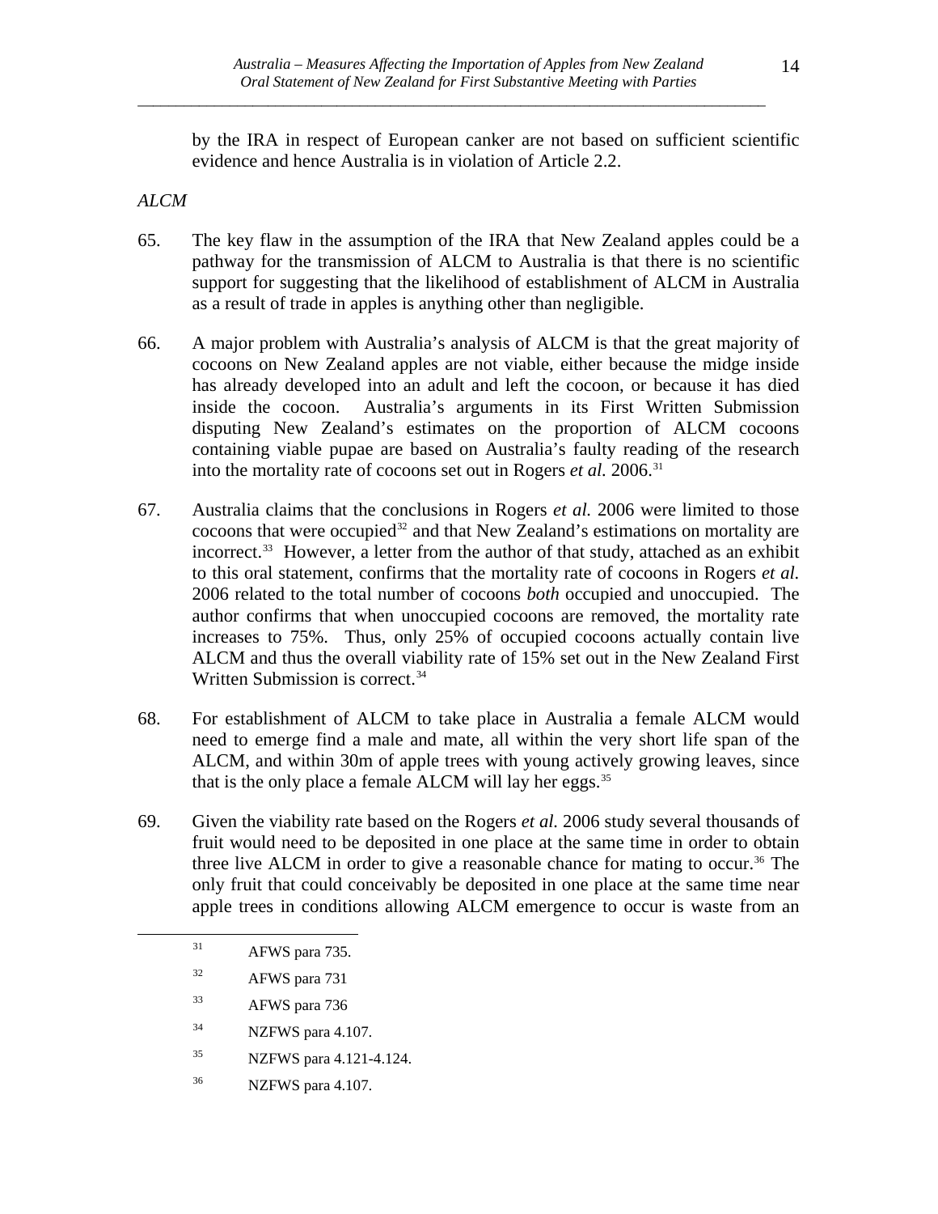by the IRA in respect of European canker are not based on sufficient scientific evidence and hence Australia is in violation of Article 2.2.

*ALCM*

65. The key flaw in the assumption of the IRA that New Zealand apples could be a pathway for the transmission of ALCM to Australia is that there is no scientific support for suggesting that the likelihood of establishment of ALCM in Australia as a result of trade in apples is anything other than negligible.

66. A major problem with Australia's analysis of ALCM is that the great majority of cocoons on New Zealand apples are not viable, either because the midge inside has already developed into an adult and left the cocoon, or because it has died inside the cocoon. Australia's arguments in its First Written Submission disputing New Zealand's estimates on the proportion of ALCM cocoons containing viable pupae are based on Australia's faulty reading of the research into the mortality rate of cocoons set out in Rogers *et al.* 2006.[31]

67. Australia claims that the conclusions in Rogers *et al.* 2006 were limited to those cocoons that were occupied[32] and that New Zealand's estimations on mortality are incorrect.[33] However, a letter from the author of that study, attached as an exhibit to this oral statement, confirms that the mortality rate of cocoons in Rogers *et al.* 2006 related to the total number of cocoons *both* occupied and unoccupied. The author confirms that when unoccupied cocoons are removed, the mortality rate increases to 75%. Thus, only 25% of occupied cocoons actually contain live ALCM and thus the overall viability rate of 15% set out in the New Zealand First Written Submission is correct.[34]

68. For establishment of ALCM to take place in Australia a female ALCM would need to emerge find a male and mate, all within the very short life span of the ALCM, and within 30m of apple trees with young actively growing leaves, since that is the only place a female ALCM will lay her eggs.[35]

69. Given the viability rate based on the Rogers *et al.* 2006 study several thousands of fruit would need to be deposited in one place at the same time in order to obtain three live ALCM in order to give a reasonable chance for mating to occur.[36] The only fruit that could conceivably be deposited in one place at the same time near apple trees in conditions allowing ALCM emergence to occur is waste from an

---

[31] AFWS para 735.

[32] AFWS para 731

[33] AFWS para 736

[34] NZFWS para 4.107.

[35] NZFWS para 4.121-4.124.

[36] NZFWS para 4.107.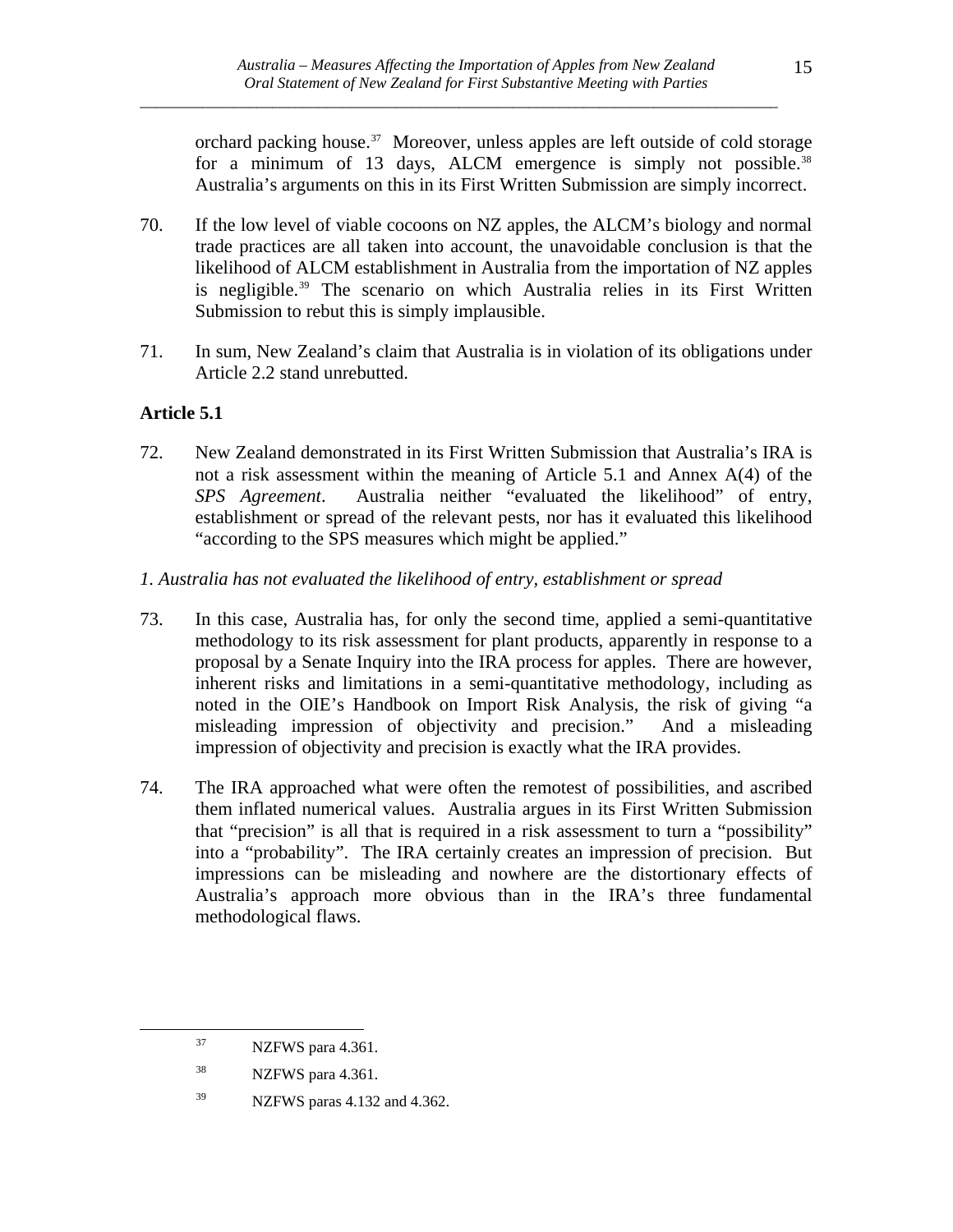orchard packing house.[37] Moreover, unless apples are left outside of cold storage for a minimum of 13 days, ALCM emergence is simply not possible.[38] Australia's arguments on this in its First Written Submission are simply incorrect.

70. If the low level of viable cocoons on NZ apples, the ALCM's biology and normal trade practices are all taken into account, the unavoidable conclusion is that the likelihood of ALCM establishment in Australia from the importation of NZ apples is negligible.[39] The scenario on which Australia relies in its First Written Submission to rebut this is simply implausible.

71. In sum, New Zealand's claim that Australia is in violation of its obligations under Article 2.2 stand unrebutted.

**Article 5.1**

72. New Zealand demonstrated in its First Written Submission that Australia's IRA is not a risk assessment within the meaning of Article 5.1 and Annex A(4) of the *SPS Agreement*. Australia neither "evaluated the likelihood" of entry, establishment or spread of the relevant pests, nor has it evaluated this likelihood "according to the SPS measures which might be applied."

*1. Australia has not evaluated the likelihood of entry, establishment or spread*

73. In this case, Australia has, for only the second time, applied a semi-quantitative methodology to its risk assessment for plant products, apparently in response to a proposal by a Senate Inquiry into the IRA process for apples. There are however, inherent risks and limitations in a semi-quantitative methodology, including as noted in the OIE's Handbook on Import Risk Analysis, the risk of giving "a misleading impression of objectivity and precision." And a misleading impression of objectivity and precision is exactly what the IRA provides.

74. The IRA approached what were often the remotest of possibilities, and ascribed them inflated numerical values. Australia argues in its First Written Submission that "precision" is all that is required in a risk assessment to turn a "possibility" into a "probability". The IRA certainly creates an impression of precision. But impressions can be misleading and nowhere are the distortionary effects of Australia's approach more obvious than in the IRA's three fundamental methodological flaws.

---

[37] NZFWS para 4.361.

[38] NZFWS para 4.361.

[39] NZFWS paras 4.132 and 4.362.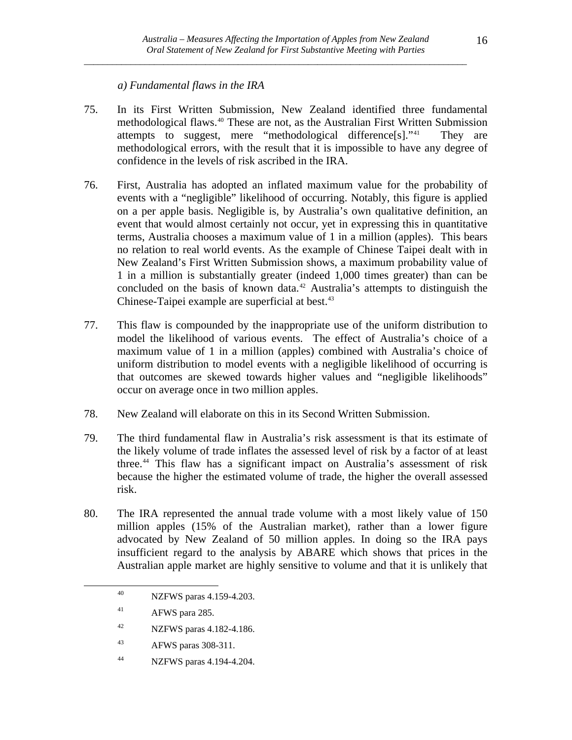*a) Fundamental flaws in the IRA*

75. In its First Written Submission, New Zealand identified three fundamental methodological flaws.[40] These are not, as the Australian First Written Submission attempts to suggest, mere "methodological difference[s]."[41] They are methodological errors, with the result that it is impossible to have any degree of confidence in the levels of risk ascribed in the IRA.

76. First, Australia has adopted an inflated maximum value for the probability of events with a "negligible" likelihood of occurring. Notably, this figure is applied on a per apple basis. Negligible is, by Australia's own qualitative definition, an event that would almost certainly not occur, yet in expressing this in quantitative terms, Australia chooses a maximum value of 1 in a million (apples). This bears no relation to real world events. As the example of Chinese Taipei dealt with in New Zealand's First Written Submission shows, a maximum probability value of 1 in a million is substantially greater (indeed 1,000 times greater) than can be concluded on the basis of known data.[42] Australia's attempts to distinguish the Chinese-Taipei example are superficial at best.[43]

77. This flaw is compounded by the inappropriate use of the uniform distribution to model the likelihood of various events. The effect of Australia's choice of a maximum value of 1 in a million (apples) combined with Australia's choice of uniform distribution to model events with a negligible likelihood of occurring is that outcomes are skewed towards higher values and "negligible likelihoods" occur on average once in two million apples.

78. New Zealand will elaborate on this in its Second Written Submission.

79. The third fundamental flaw in Australia's risk assessment is that its estimate of the likely volume of trade inflates the assessed level of risk by a factor of at least three.[44] This flaw has a significant impact on Australia's assessment of risk because the higher the estimated volume of trade, the higher the overall assessed risk.

80. The IRA represented the annual trade volume with a most likely value of 150 million apples (15% of the Australian market), rather than a lower figure advocated by New Zealand of 50 million apples. In doing so the IRA pays insufficient regard to the analysis by ABARE which shows that prices in the Australian apple market are highly sensitive to volume and that it is unlikely that

---

[40] NZFWS paras 4.159-4.203.

[41] AFWS para 285.

[42] NZFWS paras 4.182-4.186.

[43] AFWS paras 308-311.

[44] NZFWS paras 4.194-4.204.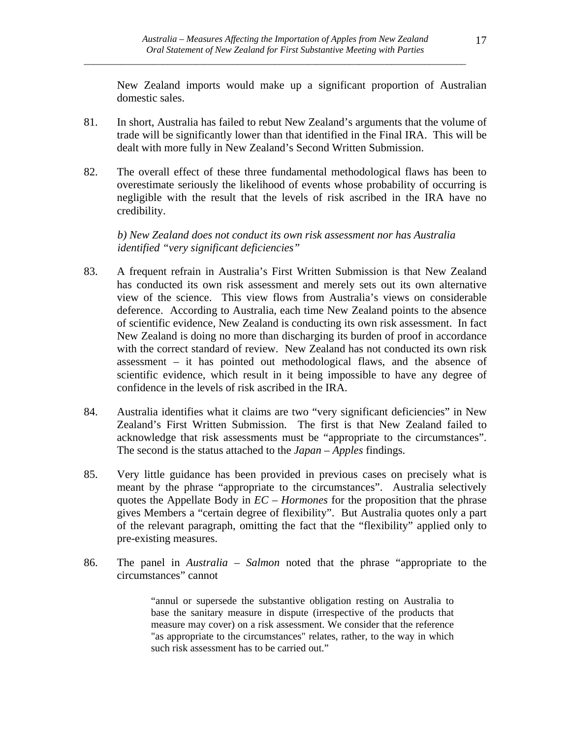New Zealand imports would make up a significant proportion of Australian domestic sales.

81. In short, Australia has failed to rebut New Zealand's arguments that the volume of trade will be significantly lower than that identified in the Final IRA. This will be dealt with more fully in New Zealand's Second Written Submission.

82. The overall effect of these three fundamental methodological flaws has been to overestimate seriously the likelihood of events whose probability of occurring is negligible with the result that the levels of risk ascribed in the IRA have no credibility.

*b) New Zealand does not conduct its own risk assessment nor has Australia identified "very significant deficiencies"*

83. A frequent refrain in Australia's First Written Submission is that New Zealand has conducted its own risk assessment and merely sets out its own alternative view of the science. This view flows from Australia's views on considerable deference. According to Australia, each time New Zealand points to the absence of scientific evidence, New Zealand is conducting its own risk assessment. In fact New Zealand is doing no more than discharging its burden of proof in accordance with the correct standard of review. New Zealand has not conducted its own risk assessment – it has pointed out methodological flaws, and the absence of scientific evidence, which result in it being impossible to have any degree of confidence in the levels of risk ascribed in the IRA.

84. Australia identifies what it claims are two "very significant deficiencies" in New Zealand's First Written Submission. The first is that New Zealand failed to acknowledge that risk assessments must be "appropriate to the circumstances". The second is the status attached to the *Japan – Apples* findings.

85. Very little guidance has been provided in previous cases on precisely what is meant by the phrase "appropriate to the circumstances". Australia selectively quotes the Appellate Body in *EC – Hormones* for the proposition that the phrase gives Members a "certain degree of flexibility". But Australia quotes only a part of the relevant paragraph, omitting the fact that the "flexibility" applied only to pre-existing measures.

86. The panel in *Australia – Salmon* noted that the phrase "appropriate to the circumstances" cannot

> "annul or supersede the substantive obligation resting on Australia to base the sanitary measure in dispute (irrespective of the products that measure may cover) on a risk assessment. We consider that the reference "as appropriate to the circumstances" relates, rather, to the way in which such risk assessment has to be carried out."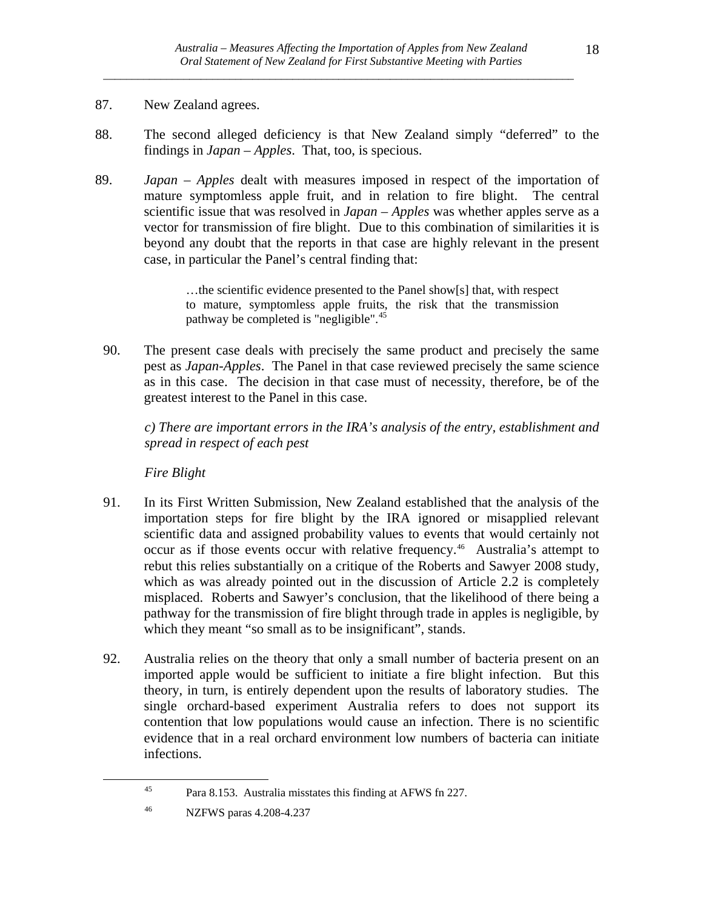87. New Zealand agrees.

88. The second alleged deficiency is that New Zealand simply "deferred" to the findings in *Japan – Apples*. That, too, is specious.

89. *Japan – Apples* dealt with measures imposed in respect of the importation of mature symptomless apple fruit, and in relation to fire blight. The central scientific issue that was resolved in *Japan – Apples* was whether apples serve as a vector for transmission of fire blight. Due to this combination of similarities it is beyond any doubt that the reports in that case are highly relevant in the present case, in particular the Panel's central finding that:

> …the scientific evidence presented to the Panel show[s] that, with respect to mature, symptomless apple fruits, the risk that the transmission pathway be completed is "negligible".[45]

90. The present case deals with precisely the same product and precisely the same pest as *Japan-Apples*. The Panel in that case reviewed precisely the same science as in this case. The decision in that case must of necessity, therefore, be of the greatest interest to the Panel in this case.

*c) There are important errors in the IRA's analysis of the entry, establishment and spread in respect of each pest*

*Fire Blight*

91. In its First Written Submission, New Zealand established that the analysis of the importation steps for fire blight by the IRA ignored or misapplied relevant scientific data and assigned probability values to events that would certainly not occur as if those events occur with relative frequency.[46] Australia's attempt to rebut this relies substantially on a critique of the Roberts and Sawyer 2008 study, which as was already pointed out in the discussion of Article 2.2 is completely misplaced. Roberts and Sawyer's conclusion, that the likelihood of there being a pathway for the transmission of fire blight through trade in apples is negligible, by which they meant "so small as to be insignificant", stands.

92. Australia relies on the theory that only a small number of bacteria present on an imported apple would be sufficient to initiate a fire blight infection. But this theory, in turn, is entirely dependent upon the results of laboratory studies. The single orchard-based experiment Australia refers to does not support its contention that low populations would cause an infection. There is no scientific evidence that in a real orchard environment low numbers of bacteria can initiate infections.

---

[45] Para 8.153. Australia misstates this finding at AFWS fn 227.

[46] NZFWS paras 4.208-4.237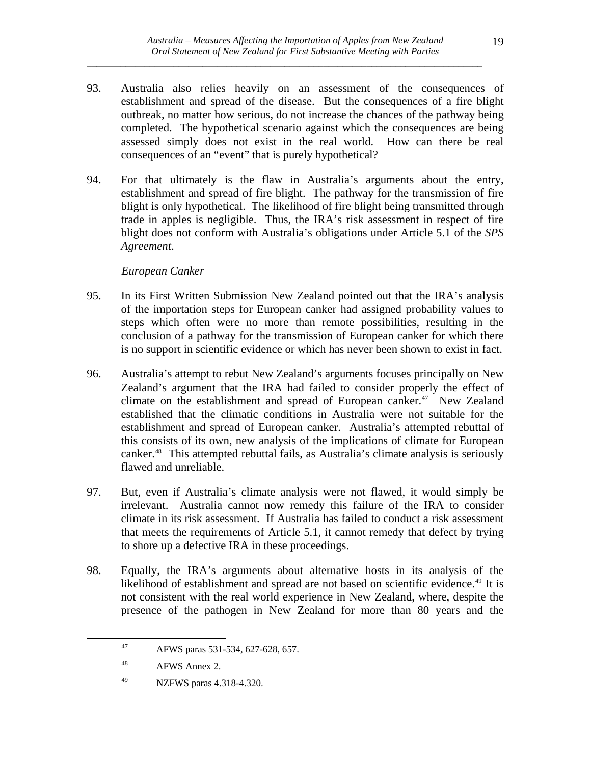93. Australia also relies heavily on an assessment of the consequences of establishment and spread of the disease. But the consequences of a fire blight outbreak, no matter how serious, do not increase the chances of the pathway being completed. The hypothetical scenario against which the consequences are being assessed simply does not exist in the real world. How can there be real consequences of an "event" that is purely hypothetical?

94. For that ultimately is the flaw in Australia's arguments about the entry, establishment and spread of fire blight. The pathway for the transmission of fire blight is only hypothetical. The likelihood of fire blight being transmitted through trade in apples is negligible. Thus, the IRA's risk assessment in respect of fire blight does not conform with Australia's obligations under Article 5.1 of the *SPS Agreement*.

*European Canker*

95. In its First Written Submission New Zealand pointed out that the IRA's analysis of the importation steps for European canker had assigned probability values to steps which often were no more than remote possibilities, resulting in the conclusion of a pathway for the transmission of European canker for which there is no support in scientific evidence or which has never been shown to exist in fact.

96. Australia's attempt to rebut New Zealand's arguments focuses principally on New Zealand's argument that the IRA had failed to consider properly the effect of climate on the establishment and spread of European canker.[47] New Zealand established that the climatic conditions in Australia were not suitable for the establishment and spread of European canker. Australia's attempted rebuttal of this consists of its own, new analysis of the implications of climate for European canker.[48] This attempted rebuttal fails, as Australia's climate analysis is seriously flawed and unreliable.

97. But, even if Australia's climate analysis were not flawed, it would simply be irrelevant. Australia cannot now remedy this failure of the IRA to consider climate in its risk assessment. If Australia has failed to conduct a risk assessment that meets the requirements of Article 5.1, it cannot remedy that defect by trying to shore up a defective IRA in these proceedings.

98. Equally, the IRA's arguments about alternative hosts in its analysis of the likelihood of establishment and spread are not based on scientific evidence.[49] It is not consistent with the real world experience in New Zealand, where, despite the presence of the pathogen in New Zealand for more than 80 years and the

---

[47] AFWS paras 531-534, 627-628, 657.

[48] AFWS Annex 2.

[49] NZFWS paras 4.318-4.320.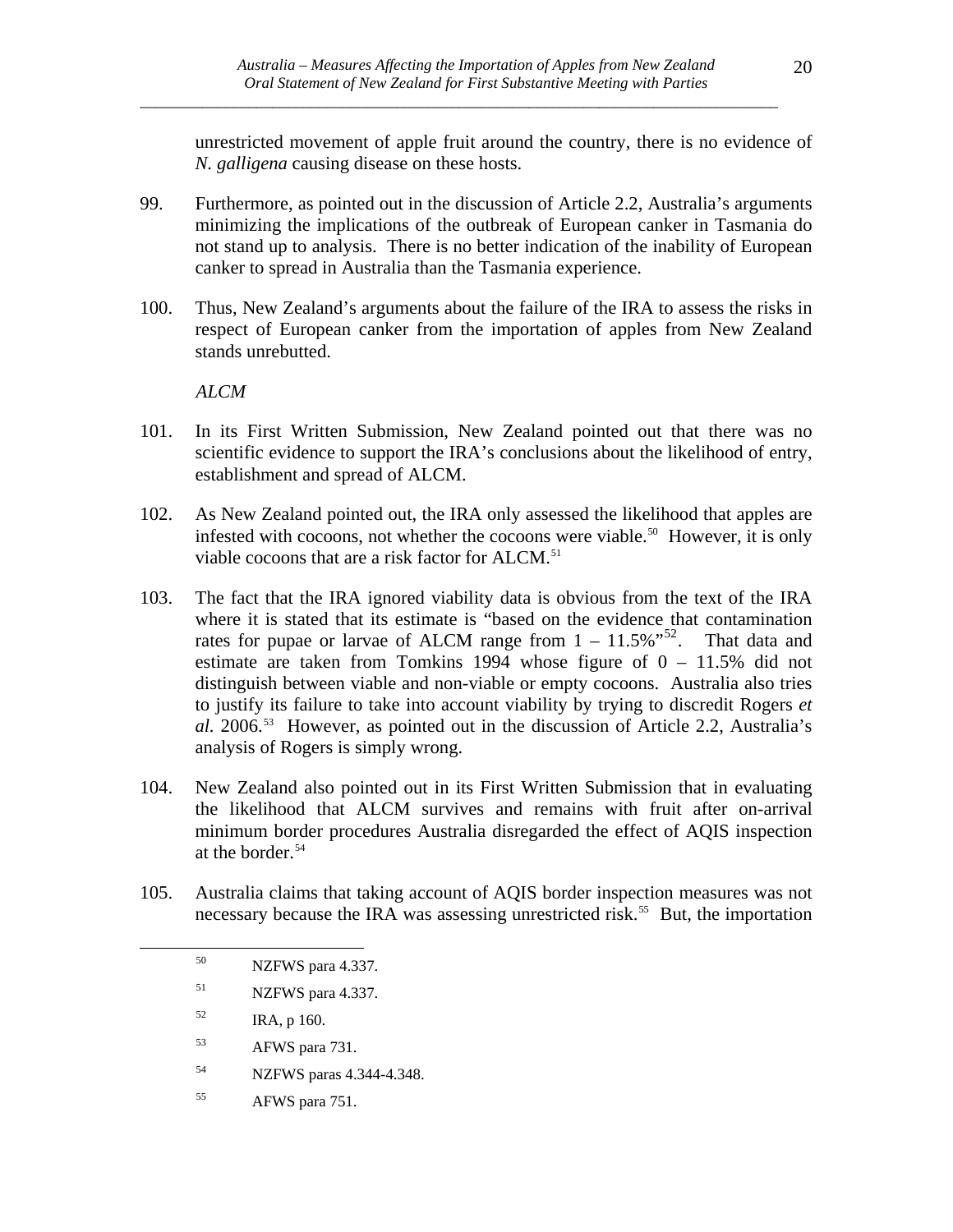unrestricted movement of apple fruit around the country, there is no evidence of *N. galligena* causing disease on these hosts.

99. Furthermore, as pointed out in the discussion of Article 2.2, Australia's arguments minimizing the implications of the outbreak of European canker in Tasmania do not stand up to analysis. There is no better indication of the inability of European canker to spread in Australia than the Tasmania experience.

100. Thus, New Zealand's arguments about the failure of the IRA to assess the risks in respect of European canker from the importation of apples from New Zealand stands unrebutted.

*ALCM*

101. In its First Written Submission, New Zealand pointed out that there was no scientific evidence to support the IRA's conclusions about the likelihood of entry, establishment and spread of ALCM.

102. As New Zealand pointed out, the IRA only assessed the likelihood that apples are infested with cocoons, not whether the cocoons were viable.[50] However, it is only viable cocoons that are a risk factor for ALCM.[51]

103. The fact that the IRA ignored viability data is obvious from the text of the IRA where it is stated that its estimate is "based on the evidence that contamination rates for pupae or larvae of ALCM range from 1 – 11.5%"[52]. That data and estimate are taken from Tomkins 1994 whose figure of 0 – 11.5% did not distinguish between viable and non-viable or empty cocoons. Australia also tries to justify its failure to take into account viability by trying to discredit Rogers *et al.* 2006.[53] However, as pointed out in the discussion of Article 2.2, Australia's analysis of Rogers is simply wrong.

104. New Zealand also pointed out in its First Written Submission that in evaluating the likelihood that ALCM survives and remains with fruit after on-arrival minimum border procedures Australia disregarded the effect of AQIS inspection at the border.[54]

105. Australia claims that taking account of AQIS border inspection measures was not necessary because the IRA was assessing unrestricted risk.[55] But, the importation

---

[50] NZFWS para 4.337.

[51] NZFWS para 4.337.

[52] IRA, p 160.

[53] AFWS para 731.

[54] NZFWS paras 4.344-4.348.

[55] AFWS para 751.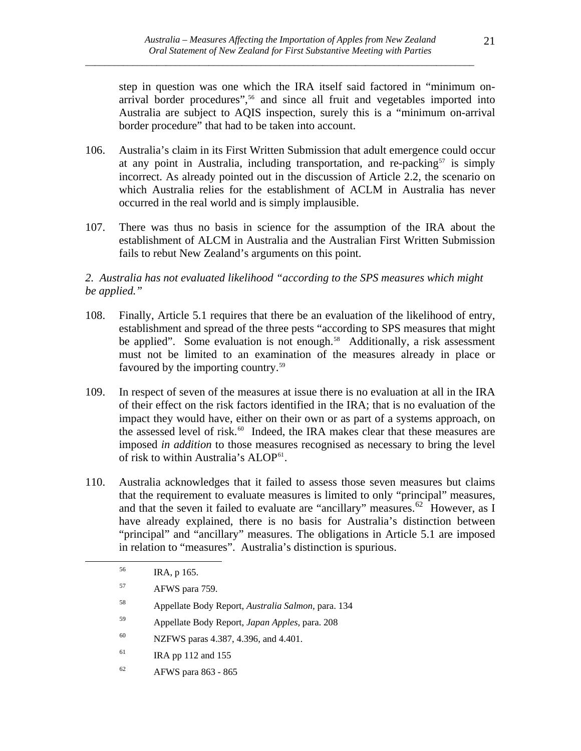step in question was one which the IRA itself said factored in "minimum on-arrival border procedures",[56] and since all fruit and vegetables imported into Australia are subject to AQIS inspection, surely this is a "minimum on-arrival border procedure" that had to be taken into account.

106. Australia's claim in its First Written Submission that adult emergence could occur at any point in Australia, including transportation, and re-packing[57] is simply incorrect. As already pointed out in the discussion of Article 2.2, the scenario on which Australia relies for the establishment of ACLM in Australia has never occurred in the real world and is simply implausible.

107. There was thus no basis in science for the assumption of the IRA about the establishment of ALCM in Australia and the Australian First Written Submission fails to rebut New Zealand's arguments on this point.

*2. Australia has not evaluated likelihood "according to the SPS measures which might be applied."*

108. Finally, Article 5.1 requires that there be an evaluation of the likelihood of entry, establishment and spread of the three pests "according to SPS measures that might be applied". Some evaluation is not enough.[58] Additionally, a risk assessment must not be limited to an examination of the measures already in place or favoured by the importing country.[59]

109. In respect of seven of the measures at issue there is no evaluation at all in the IRA of their effect on the risk factors identified in the IRA; that is no evaluation of the impact they would have, either on their own or as part of a systems approach, on the assessed level of risk.[60] Indeed, the IRA makes clear that these measures are imposed *in addition* to those measures recognised as necessary to bring the level of risk to within Australia's ALOP[61].

110. Australia acknowledges that it failed to assess those seven measures but claims that the requirement to evaluate measures is limited to only "principal" measures, and that the seven it failed to evaluate are "ancillary" measures.[62] However, as I have already explained, there is no basis for Australia's distinction between "principal" and "ancillary" measures. The obligations in Article 5.1 are imposed in relation to "measures". Australia's distinction is spurious.

---

[56] IRA, p 165.

[57] AFWS para 759.

[58] Appellate Body Report, *Australia Salmon*, para. 134

[59] Appellate Body Report, *Japan Apples*, para. 208

[60] NZFWS paras 4.387, 4.396, and 4.401.

[61] IRA pp 112 and 155

[62] AFWS para 863 - 865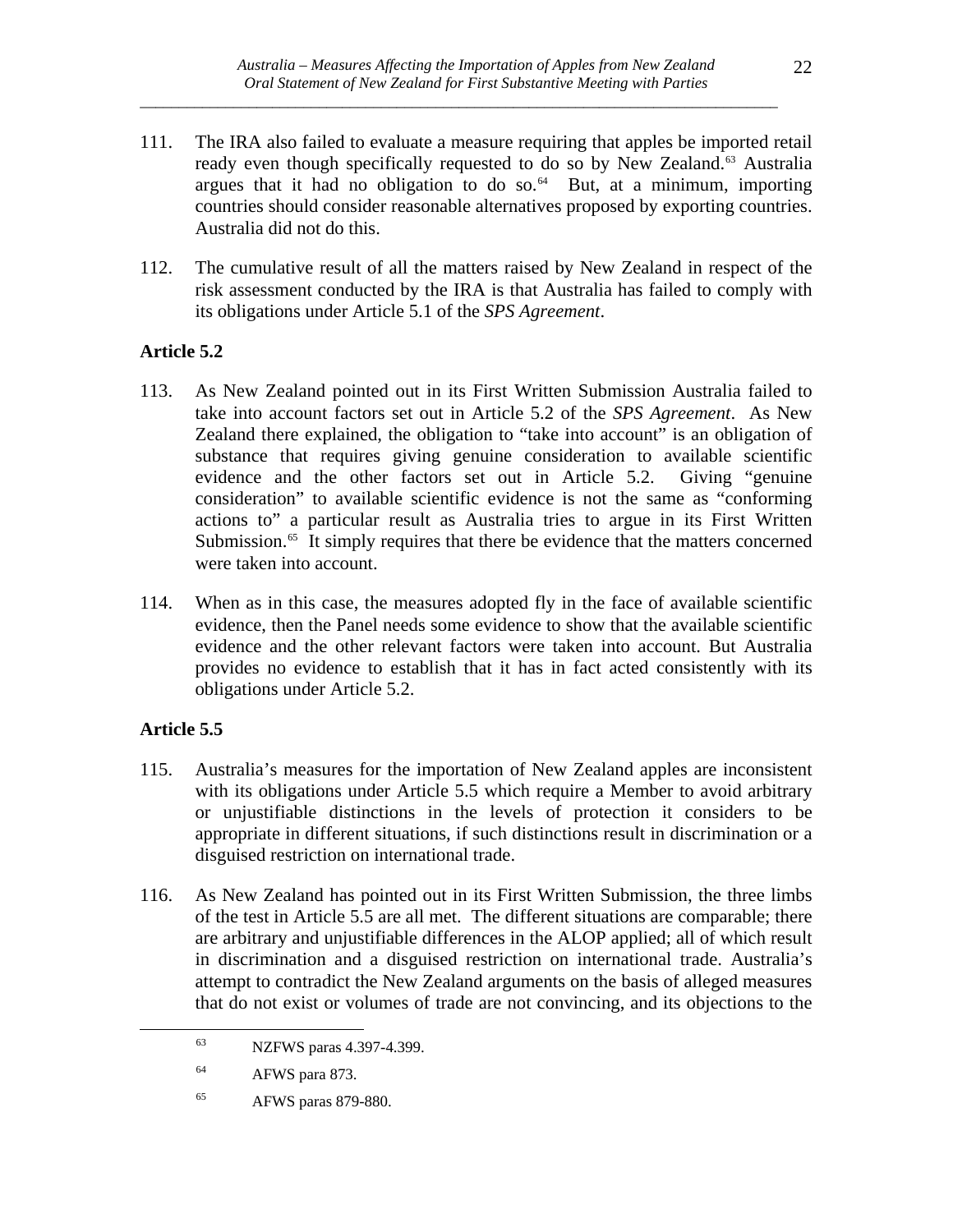111. The IRA also failed to evaluate a measure requiring that apples be imported retail ready even though specifically requested to do so by New Zealand.[63] Australia argues that it had no obligation to do so.[64] But, at a minimum, importing countries should consider reasonable alternatives proposed by exporting countries. Australia did not do this.

112. The cumulative result of all the matters raised by New Zealand in respect of the risk assessment conducted by the IRA is that Australia has failed to comply with its obligations under Article 5.1 of the *SPS Agreement*.

**Article 5.2**

113. As New Zealand pointed out in its First Written Submission Australia failed to take into account factors set out in Article 5.2 of the *SPS Agreement*. As New Zealand there explained, the obligation to "take into account" is an obligation of substance that requires giving genuine consideration to available scientific evidence and the other factors set out in Article 5.2. Giving "genuine consideration" to available scientific evidence is not the same as "conforming actions to" a particular result as Australia tries to argue in its First Written Submission.[65] It simply requires that there be evidence that the matters concerned were taken into account.

114. When as in this case, the measures adopted fly in the face of available scientific evidence, then the Panel needs some evidence to show that the available scientific evidence and the other relevant factors were taken into account. But Australia provides no evidence to establish that it has in fact acted consistently with its obligations under Article 5.2.

**Article 5.5**

115. Australia's measures for the importation of New Zealand apples are inconsistent with its obligations under Article 5.5 which require a Member to avoid arbitrary or unjustifiable distinctions in the levels of protection it considers to be appropriate in different situations, if such distinctions result in discrimination or a disguised restriction on international trade.

116. As New Zealand has pointed out in its First Written Submission, the three limbs of the test in Article 5.5 are all met. The different situations are comparable; there are arbitrary and unjustifiable differences in the ALOP applied; all of which result in discrimination and a disguised restriction on international trade. Australia's attempt to contradict the New Zealand arguments on the basis of alleged measures that do not exist or volumes of trade are not convincing, and its objections to the

---

[63] NZFWS paras 4.397-4.399.

[64] AFWS para 873.

[65] AFWS paras 879-880.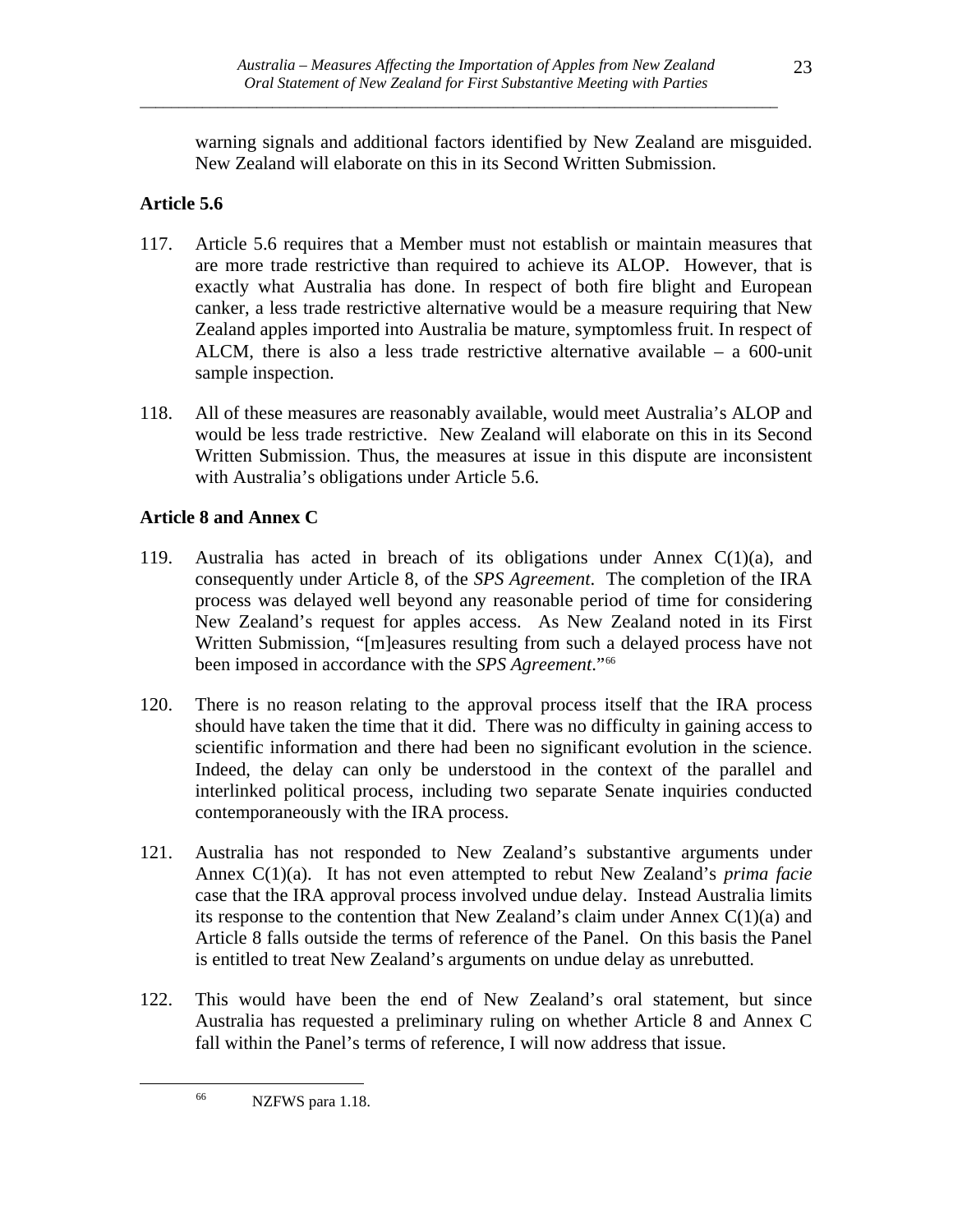warning signals and additional factors identified by New Zealand are misguided. New Zealand will elaborate on this in its Second Written Submission.

**Article 5.6**

117. Article 5.6 requires that a Member must not establish or maintain measures that are more trade restrictive than required to achieve its ALOP. However, that is exactly what Australia has done. In respect of both fire blight and European canker, a less trade restrictive alternative would be a measure requiring that New Zealand apples imported into Australia be mature, symptomless fruit. In respect of ALCM, there is also a less trade restrictive alternative available – a 600-unit sample inspection.

118. All of these measures are reasonably available, would meet Australia's ALOP and would be less trade restrictive. New Zealand will elaborate on this in its Second Written Submission. Thus, the measures at issue in this dispute are inconsistent with Australia's obligations under Article 5.6.

**Article 8 and Annex C**

119. Australia has acted in breach of its obligations under Annex C(1)(a), and consequently under Article 8, of the *SPS Agreement*. The completion of the IRA process was delayed well beyond any reasonable period of time for considering New Zealand's request for apples access. As New Zealand noted in its First Written Submission, "[m]easures resulting from such a delayed process have not been imposed in accordance with the *SPS Agreement*."[66]

120. There is no reason relating to the approval process itself that the IRA process should have taken the time that it did. There was no difficulty in gaining access to scientific information and there had been no significant evolution in the science. Indeed, the delay can only be understood in the context of the parallel and interlinked political process, including two separate Senate inquiries conducted contemporaneously with the IRA process.

121. Australia has not responded to New Zealand's substantive arguments under Annex C(1)(a). It has not even attempted to rebut New Zealand's *prima facie* case that the IRA approval process involved undue delay. Instead Australia limits its response to the contention that New Zealand's claim under Annex C(1)(a) and Article 8 falls outside the terms of reference of the Panel. On this basis the Panel is entitled to treat New Zealand's arguments on undue delay as unrebutted.

122. This would have been the end of New Zealand's oral statement, but since Australia has requested a preliminary ruling on whether Article 8 and Annex C fall within the Panel's terms of reference, I will now address that issue.

[66] NZFWS para 1.18.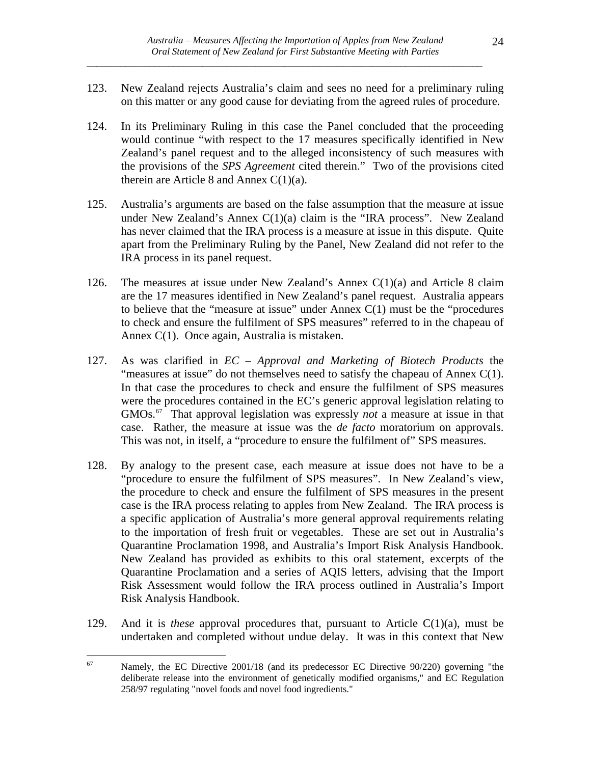123. New Zealand rejects Australia's claim and sees no need for a preliminary ruling on this matter or any good cause for deviating from the agreed rules of procedure.

124. In its Preliminary Ruling in this case the Panel concluded that the proceeding would continue "with respect to the 17 measures specifically identified in New Zealand's panel request and to the alleged inconsistency of such measures with the provisions of the *SPS Agreement* cited therein." Two of the provisions cited therein are Article 8 and Annex C(1)(a).

125. Australia's arguments are based on the false assumption that the measure at issue under New Zealand's Annex C(1)(a) claim is the "IRA process". New Zealand has never claimed that the IRA process is a measure at issue in this dispute. Quite apart from the Preliminary Ruling by the Panel, New Zealand did not refer to the IRA process in its panel request.

126. The measures at issue under New Zealand's Annex C(1)(a) and Article 8 claim are the 17 measures identified in New Zealand's panel request. Australia appears to believe that the "measure at issue" under Annex C(1) must be the "procedures to check and ensure the fulfilment of SPS measures" referred to in the chapeau of Annex C(1). Once again, Australia is mistaken.

127. As was clarified in *EC – Approval and Marketing of Biotech Products* the "measures at issue" do not themselves need to satisfy the chapeau of Annex C(1). In that case the procedures to check and ensure the fulfilment of SPS measures were the procedures contained in the EC's generic approval legislation relating to GMOs.[67] That approval legislation was expressly *not* a measure at issue in that case. Rather, the measure at issue was the *de facto* moratorium on approvals. This was not, in itself, a "procedure to ensure the fulfilment of" SPS measures.

128. By analogy to the present case, each measure at issue does not have to be a "procedure to ensure the fulfilment of SPS measures". In New Zealand's view, the procedure to check and ensure the fulfilment of SPS measures in the present case is the IRA process relating to apples from New Zealand. The IRA process is a specific application of Australia's more general approval requirements relating to the importation of fresh fruit or vegetables. These are set out in Australia's Quarantine Proclamation 1998, and Australia's Import Risk Analysis Handbook. New Zealand has provided as exhibits to this oral statement, excerpts of the Quarantine Proclamation and a series of AQIS letters, advising that the Import Risk Assessment would follow the IRA process outlined in Australia's Import Risk Analysis Handbook.

129. And it is *these* approval procedures that, pursuant to Article C(1)(a), must be undertaken and completed without undue delay. It was in this context that New

---

[67] Namely, the EC Directive 2001/18 (and its predecessor EC Directive 90/220) governing "the deliberate release into the environment of genetically modified organisms," and EC Regulation 258/97 regulating "novel foods and novel food ingredients."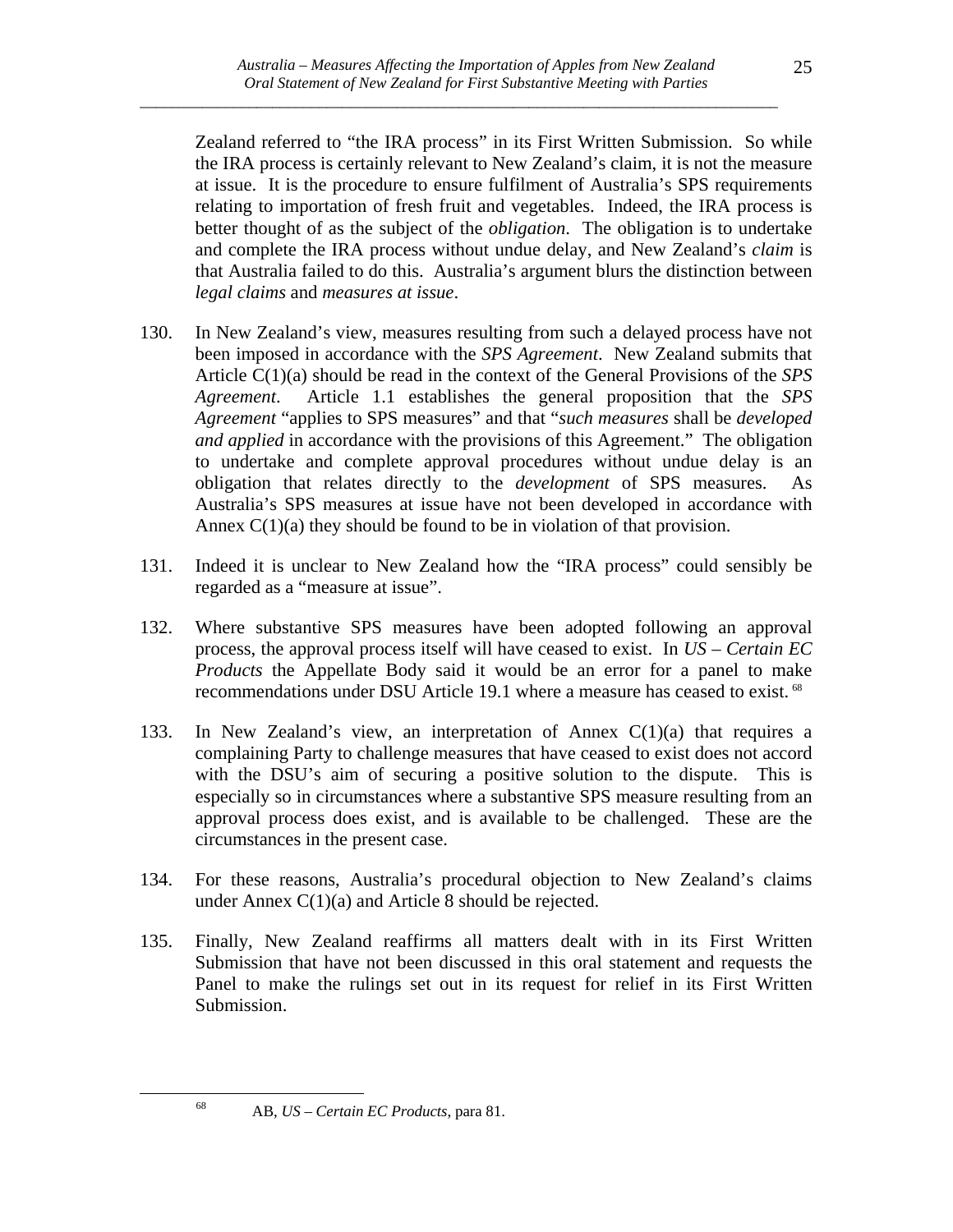Zealand referred to "the IRA process" in its First Written Submission. So while the IRA process is certainly relevant to New Zealand's claim, it is not the measure at issue. It is the procedure to ensure fulfilment of Australia's SPS requirements relating to importation of fresh fruit and vegetables. Indeed, the IRA process is better thought of as the subject of the *obligation*. The obligation is to undertake and complete the IRA process without undue delay, and New Zealand's *claim* is that Australia failed to do this. Australia's argument blurs the distinction between *legal claims* and *measures at issue*.

130. In New Zealand's view, measures resulting from such a delayed process have not been imposed in accordance with the *SPS Agreement*. New Zealand submits that Article C(1)(a) should be read in the context of the General Provisions of the *SPS Agreement*. Article 1.1 establishes the general proposition that the *SPS Agreement* "applies to SPS measures" and that "*such measures* shall be *developed and applied* in accordance with the provisions of this Agreement." The obligation to undertake and complete approval procedures without undue delay is an obligation that relates directly to the *development* of SPS measures. As Australia's SPS measures at issue have not been developed in accordance with Annex C(1)(a) they should be found to be in violation of that provision.

131. Indeed it is unclear to New Zealand how the "IRA process" could sensibly be regarded as a "measure at issue".

132. Where substantive SPS measures have been adopted following an approval process, the approval process itself will have ceased to exist. In *US – Certain EC Products* the Appellate Body said it would be an error for a panel to make recommendations under DSU Article 19.1 where a measure has ceased to exist.[68]

133. In New Zealand's view, an interpretation of Annex C(1)(a) that requires a complaining Party to challenge measures that have ceased to exist does not accord with the DSU's aim of securing a positive solution to the dispute. This is especially so in circumstances where a substantive SPS measure resulting from an approval process does exist, and is available to be challenged. These are the circumstances in the present case.

134. For these reasons, Australia's procedural objection to New Zealand's claims under Annex C(1)(a) and Article 8 should be rejected.

135. Finally, New Zealand reaffirms all matters dealt with in its First Written Submission that have not been discussed in this oral statement and requests the Panel to make the rulings set out in its request for relief in its First Written Submission.

[68] AB, *US – Certain EC Products*, para 81.